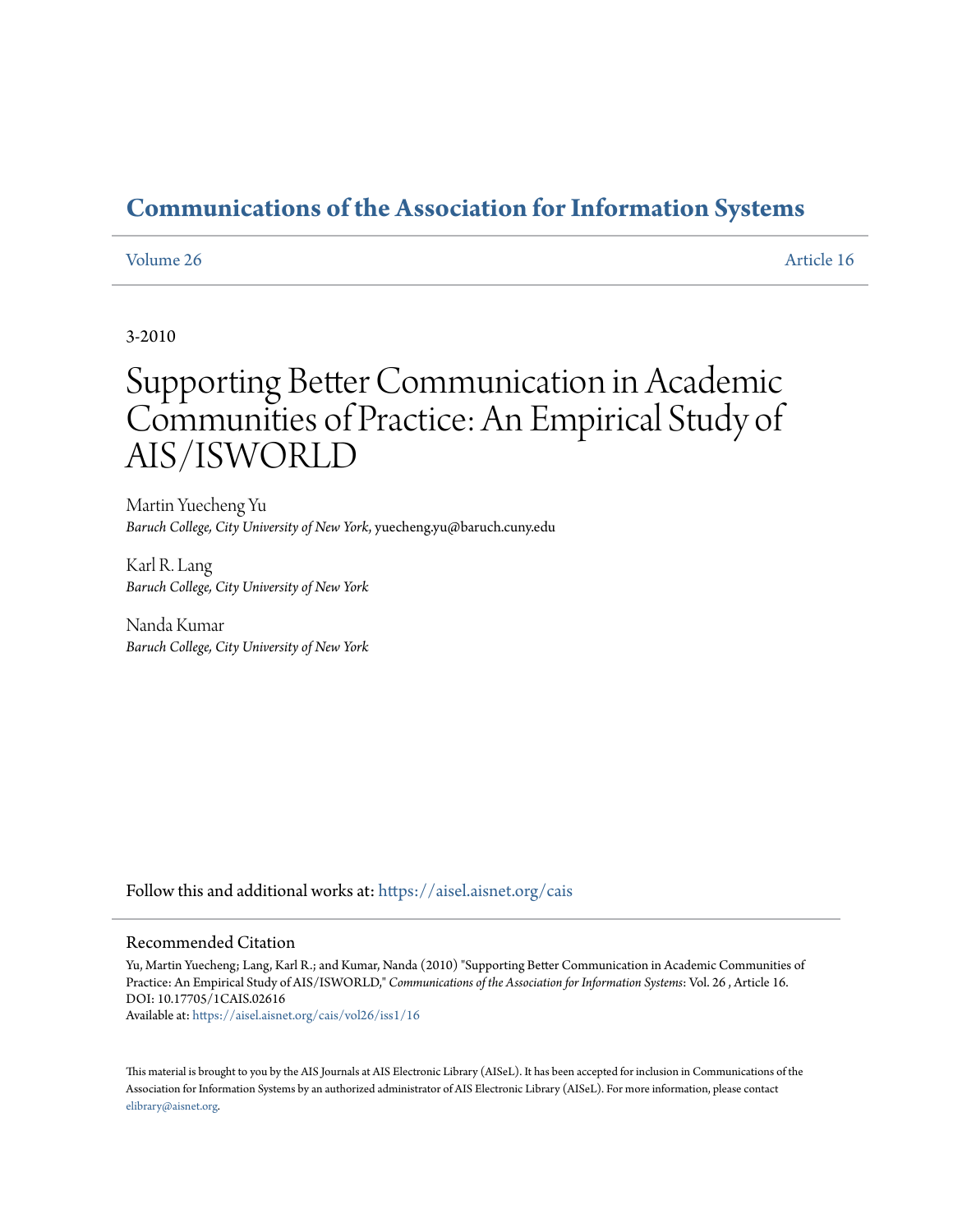# Communications of the Association for Information Systems

Volume 26 | Article 16

3-2010

# Supporting Better Communication in Academic Communities of Practice: An Empirical Study of AIS/ISWORLD

Martin Yuecheng Yu
*Baruch College, City University of New York*, yuecheng.yu@baruch.cuny.edu

Karl R. Lang
*Baruch College, City University of New York*

Nanda Kumar
*Baruch College, City University of New York*

Follow this and additional works at: https://aisel.aisnet.org/cais

## Recommended Citation

Yu, Martin Yuecheng; Lang, Karl R.; and Kumar, Nanda (2010) "Supporting Better Communication in Academic Communities of Practice: An Empirical Study of AIS/ISWORLD," *Communications of the Association for Information Systems*: Vol. 26 , Article 16.
DOI: 10.17705/1CAIS.02616
Available at: https://aisel.aisnet.org/cais/vol26/iss1/16

This material is brought to you by the AIS Journals at AIS Electronic Library (AISeL). It has been accepted for inclusion in Communications of the Association for Information Systems by an authorized administrator of AIS Electronic Library (AISeL). For more information, please contact elibrary@aisnet.org.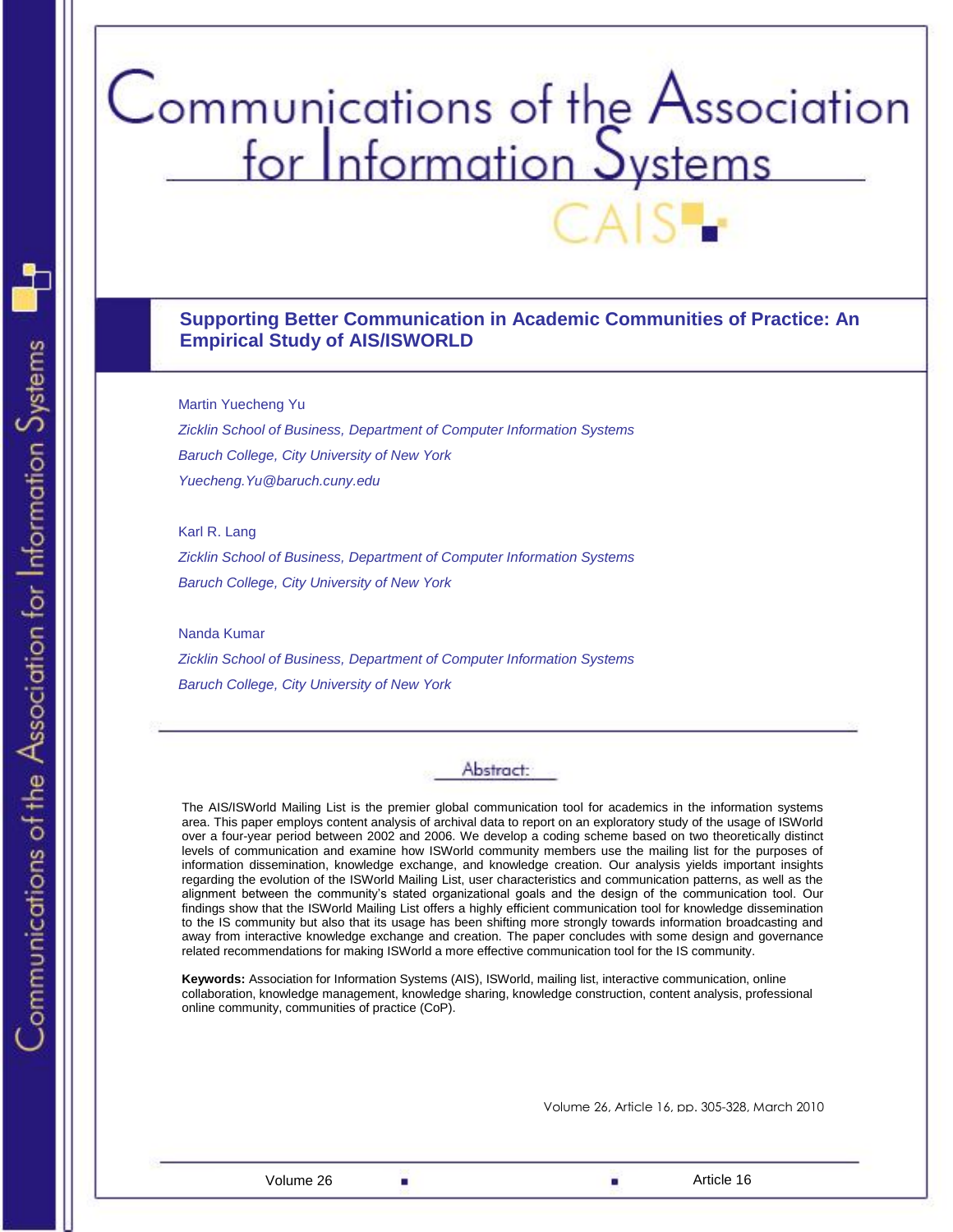# Supporting Better Communication in Academic Communities of Practice: An Empirical Study of AIS/ISWORLD

Martin Yuecheng Yu

*Zicklin School of Business, Department of Computer Information Systems*

*Baruch College, City University of New York*

*Yuecheng.Yu@baruch.cuny.edu*

Karl R. Lang

*Zicklin School of Business, Department of Computer Information Systems*

*Baruch College, City University of New York*

Nanda Kumar

*Zicklin School of Business, Department of Computer Information Systems*

*Baruch College, City University of New York*

## Abstract:

The AIS/ISWorld Mailing List is the premier global communication tool for academics in the information systems area. This paper employs content analysis of archival data to report on an exploratory study of the usage of ISWorld over a four-year period between 2002 and 2006. We develop a coding scheme based on two theoretically distinct levels of communication and examine how ISWorld community members use the mailing list for the purposes of information dissemination, knowledge exchange, and knowledge creation. Our analysis yields important insights regarding the evolution of the ISWorld Mailing List, user characteristics and communication patterns, as well as the alignment between the community's stated organizational goals and the design of the communication tool. Our findings show that the ISWorld Mailing List offers a highly efficient communication tool for knowledge dissemination to the IS community but also that its usage has been shifting more strongly towards information broadcasting and away from interactive knowledge exchange and creation. The paper concludes with some design and governance related recommendations for making ISWorld a more effective communication tool for the IS community.

**Keywords:** Association for Information Systems (AIS), ISWorld, mailing list, interactive communication, online collaboration, knowledge management, knowledge sharing, knowledge construction, content analysis, professional online community, communities of practice (CoP).

Volume 26, Article 16, pp. 305-328, March 2010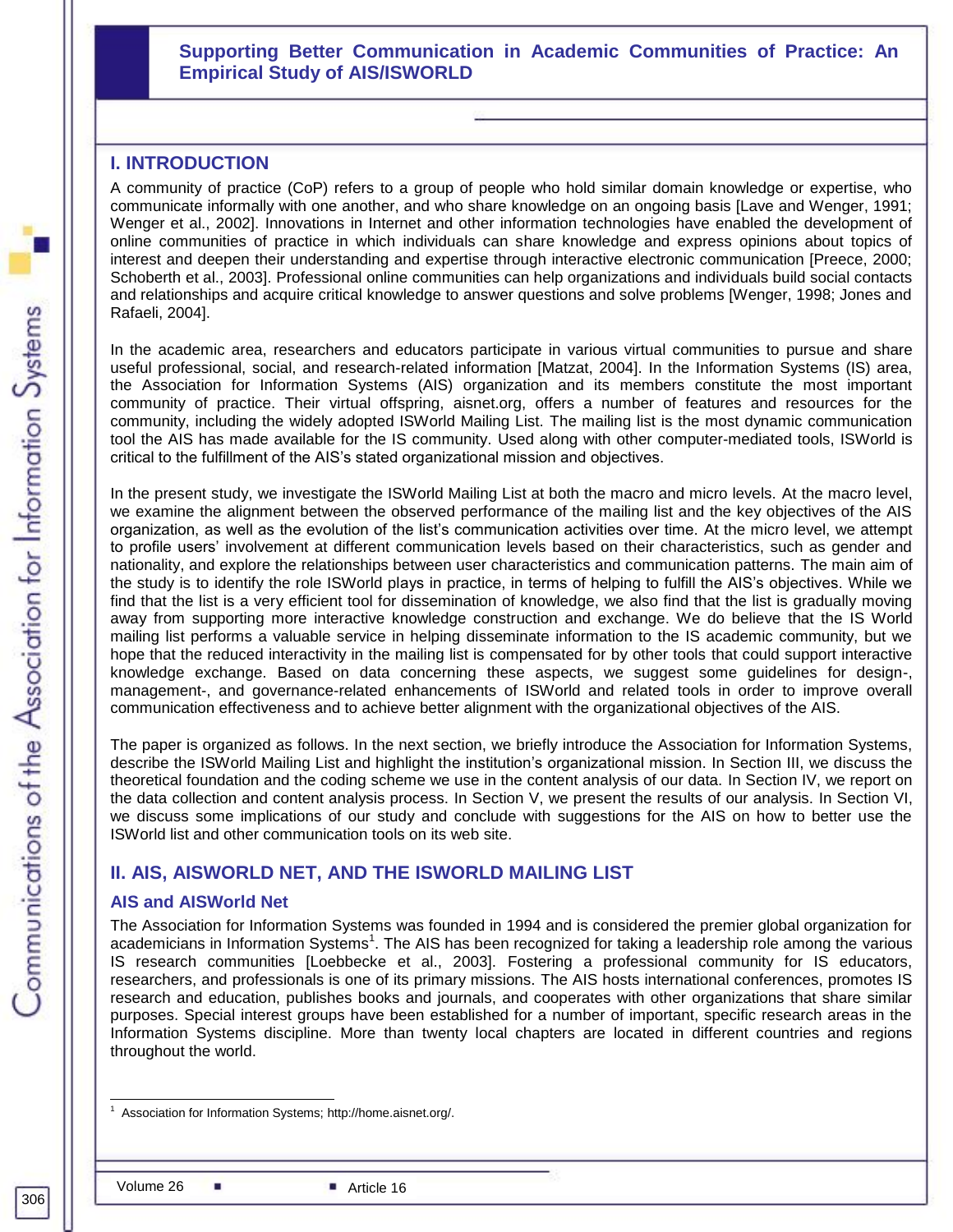## I. INTRODUCTION

A community of practice (CoP) refers to a group of people who hold similar domain knowledge or expertise, who communicate informally with one another, and who share knowledge on an ongoing basis [Lave and Wenger, 1991; Wenger et al., 2002]. Innovations in Internet and other information technologies have enabled the development of online communities of practice in which individuals can share knowledge and express opinions about topics of interest and deepen their understanding and expertise through interactive electronic communication [Preece, 2000; Schoberth et al., 2003]. Professional online communities can help organizations and individuals build social contacts and relationships and acquire critical knowledge to answer questions and solve problems [Wenger, 1998; Jones and Rafaeli, 2004].

In the academic area, researchers and educators participate in various virtual communities to pursue and share useful professional, social, and research-related information [Matzat, 2004]. In the Information Systems (IS) area, the Association for Information Systems (AIS) organization and its members constitute the most important community of practice. Their virtual offspring, aisnet.org, offers a number of features and resources for the community, including the widely adopted ISWorld Mailing List. The mailing list is the most dynamic communication tool the AIS has made available for the IS community. Used along with other computer-mediated tools, ISWorld is critical to the fulfillment of the AIS's stated organizational mission and objectives.

In the present study, we investigate the ISWorld Mailing List at both the macro and micro levels. At the macro level, we examine the alignment between the observed performance of the mailing list and the key objectives of the AIS organization, as well as the evolution of the list's communication activities over time. At the micro level, we attempt to profile users' involvement at different communication levels based on their characteristics, such as gender and nationality, and explore the relationships between user characteristics and communication patterns. The main aim of the study is to identify the role ISWorld plays in practice, in terms of helping to fulfill the AIS's objectives. While we find that the list is a very efficient tool for dissemination of knowledge, we also find that the list is gradually moving away from supporting more interactive knowledge construction and exchange. We do believe that the IS World mailing list performs a valuable service in helping disseminate information to the IS academic community, but we hope that the reduced interactivity in the mailing list is compensated for by other tools that could support interactive knowledge exchange. Based on data concerning these aspects, we suggest some guidelines for design-, management-, and governance-related enhancements of ISWorld and related tools in order to improve overall communication effectiveness and to achieve better alignment with the organizational objectives of the AIS.

The paper is organized as follows. In the next section, we briefly introduce the Association for Information Systems, describe the ISWorld Mailing List and highlight the institution's organizational mission. In Section III, we discuss the theoretical foundation and the coding scheme we use in the content analysis of our data. In Section IV, we report on the data collection and content analysis process. In Section V, we present the results of our analysis. In Section VI, we discuss some implications of our study and conclude with suggestions for the AIS on how to better use the ISWorld list and other communication tools on its web site.

## II. AIS, AISWORLD NET, AND THE ISWORLD MAILING LIST

### AIS and AISWorld Net

The Association for Information Systems was founded in 1994 and is considered the premier global organization for academicians in Information Systems[1]. The AIS has been recognized for taking a leadership role among the various IS research communities [Loebbecke et al., 2003]. Fostering a professional community for IS educators, researchers, and professionals is one of its primary missions. The AIS hosts international conferences, promotes IS research and education, publishes books and journals, and cooperates with other organizations that share similar purposes. Special interest groups have been established for a number of important, specific research areas in the Information Systems discipline. More than twenty local chapters are located in different countries and regions throughout the world.

---

[1] Association for Information Systems; http://home.aisnet.org/.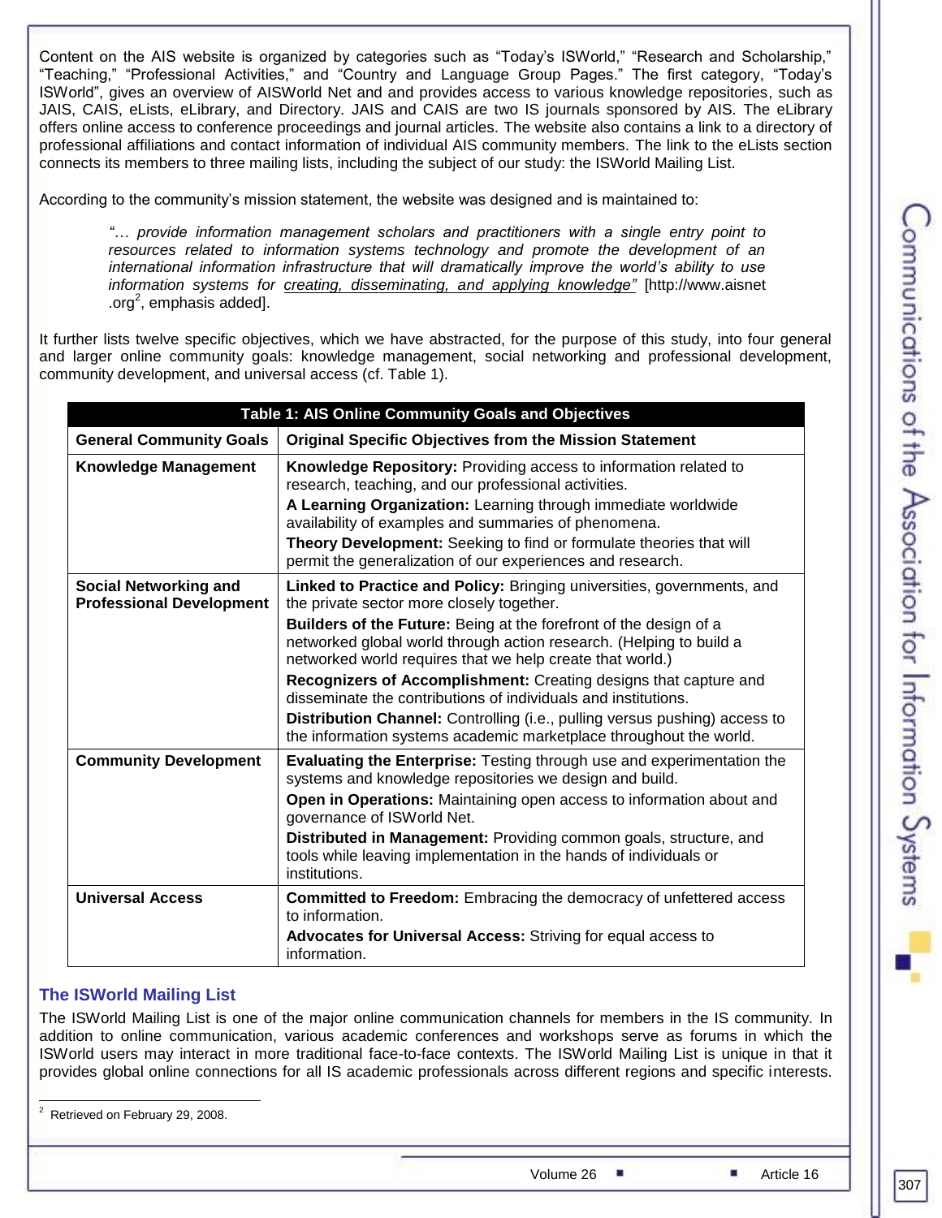Content on the AIS website is organized by categories such as "Today's ISWorld," "Research and Scholarship," "Teaching," "Professional Activities," and "Country and Language Group Pages." The first category, "Today's ISWorld", gives an overview of AISWorld Net and and provides access to various knowledge repositories, such as JAIS, CAIS, eLists, eLibrary, and Directory. JAIS and CAIS are two IS journals sponsored by AIS. The eLibrary offers online access to conference proceedings and journal articles. The website also contains a link to a directory of professional affiliations and contact information of individual AIS community members. The link to the eLists section connects its members to three mailing lists, including the subject of our study: the ISWorld Mailing List.

According to the community's mission statement, the website was designed and is maintained to:

> *"… provide information management scholars and practitioners with a single entry point to resources related to information systems technology and promote the development of an international information infrastructure that will dramatically improve the world's ability to use information systems for* <u>*creating, disseminating, and applying knowledge*</u>*"* [http://www.aisnet .org[2], emphasis added].

It further lists twelve specific objectives, which we have abstracted, for the purpose of this study, into four general and larger online community goals: knowledge management, social networking and professional development, community development, and universal access (cf. Table 1).

**Table 1: AIS Online Community Goals and Objectives**

| General Community Goals | Original Specific Objectives from the Mission Statement |
|---|---|
| **Knowledge Management** | **Knowledge Repository:** Providing access to information related to research, teaching, and our professional activities.<br>**A Learning Organization:** Learning through immediate worldwide availability of examples and summaries of phenomena.<br>**Theory Development:** Seeking to find or formulate theories that will permit the generalization of our experiences and research. |
| **Social Networking and Professional Development** | **Linked to Practice and Policy:** Bringing universities, governments, and the private sector more closely together.<br>**Builders of the Future:** Being at the forefront of the design of a networked global world through action research. (Helping to build a networked world requires that we help create that world.)<br>**Recognizers of Accomplishment:** Creating designs that capture and disseminate the contributions of individuals and institutions.<br>**Distribution Channel:** Controlling (i.e., pulling versus pushing) access to the information systems academic marketplace throughout the world. |
| **Community Development** | **Evaluating the Enterprise:** Testing through use and experimentation the systems and knowledge repositories we design and build.<br>**Open in Operations:** Maintaining open access to information about and governance of ISWorld Net.<br>**Distributed in Management:** Providing common goals, structure, and tools while leaving implementation in the hands of individuals or institutions. |
| **Universal Access** | **Committed to Freedom:** Embracing the democracy of unfettered access to information.<br>**Advocates for Universal Access:** Striving for equal access to information. |

## The ISWorld Mailing List

The ISWorld Mailing List is one of the major online communication channels for members in the IS community. In addition to online communication, various academic conferences and workshops serve as forums in which the ISWorld users may interact in more traditional face-to-face contexts. The ISWorld Mailing List is unique in that it provides global online connections for all IS academic professionals across different regions and specific interests.

[2] Retrieved on February 29, 2008.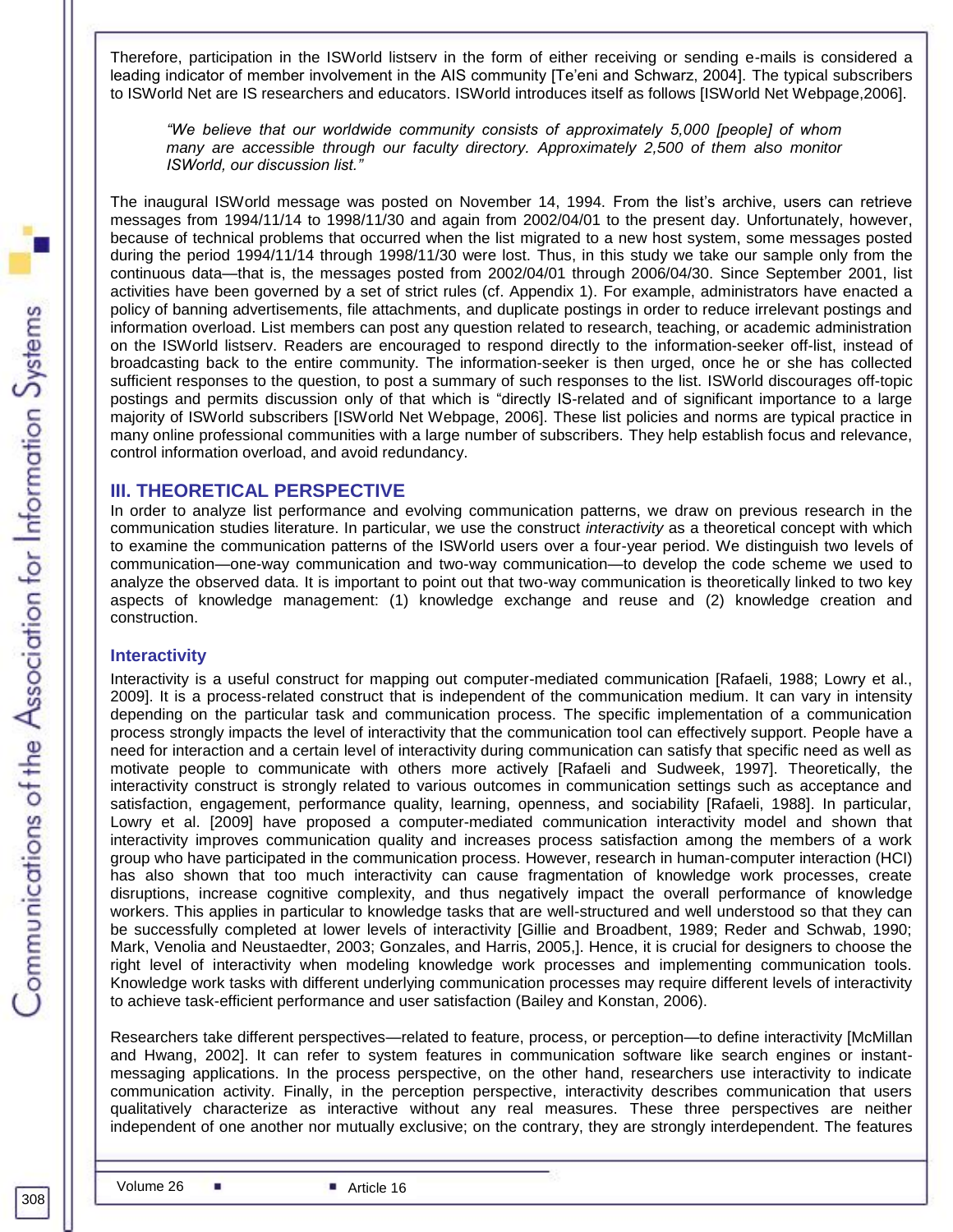Therefore, participation in the ISWorld listserv in the form of either receiving or sending e-mails is considered a leading indicator of member involvement in the AIS community [Te'eni and Schwarz, 2004]. The typical subscribers to ISWorld Net are IS researchers and educators. ISWorld introduces itself as follows [ISWorld Net Webpage,2006].

> *"We believe that our worldwide community consists of approximately 5,000 [people] of whom many are accessible through our faculty directory. Approximately 2,500 of them also monitor ISWorld, our discussion list."*

The inaugural ISWorld message was posted on November 14, 1994. From the list's archive, users can retrieve messages from 1994/11/14 to 1998/11/30 and again from 2002/04/01 to the present day. Unfortunately, however, because of technical problems that occurred when the list migrated to a new host system, some messages posted during the period 1994/11/14 through 1998/11/30 were lost. Thus, in this study we take our sample only from the continuous data—that is, the messages posted from 2002/04/01 through 2006/04/30. Since September 2001, list activities have been governed by a set of strict rules (cf. Appendix 1). For example, administrators have enacted a policy of banning advertisements, file attachments, and duplicate postings in order to reduce irrelevant postings and information overload. List members can post any question related to research, teaching, or academic administration on the ISWorld listserv. Readers are encouraged to respond directly to the information-seeker off-list, instead of broadcasting back to the entire community. The information-seeker is then urged, once he or she has collected sufficient responses to the question, to post a summary of such responses to the list. ISWorld discourages off-topic postings and permits discussion only of that which is "directly IS-related and of significant importance to a large majority of ISWorld subscribers [ISWorld Net Webpage, 2006]. These list policies and norms are typical practice in many online professional communities with a large number of subscribers. They help establish focus and relevance, control information overload, and avoid redundancy.

## III. THEORETICAL PERSPECTIVE

In order to analyze list performance and evolving communication patterns, we draw on previous research in the communication studies literature. In particular, we use the construct *interactivity* as a theoretical concept with which to examine the communication patterns of the ISWorld users over a four-year period. We distinguish two levels of communication—one-way communication and two-way communication—to develop the code scheme we used to analyze the observed data. It is important to point out that two-way communication is theoretically linked to two key aspects of knowledge management: (1) knowledge exchange and reuse and (2) knowledge creation and construction.

### Interactivity

Interactivity is a useful construct for mapping out computer-mediated communication [Rafaeli, 1988; Lowry et al., 2009]. It is a process-related construct that is independent of the communication medium. It can vary in intensity depending on the particular task and communication process. The specific implementation of a communication process strongly impacts the level of interactivity that the communication tool can effectively support. People have a need for interaction and a certain level of interactivity during communication can satisfy that specific need as well as motivate people to communicate with others more actively [Rafaeli and Sudweek, 1997]. Theoretically, the interactivity construct is strongly related to various outcomes in communication settings such as acceptance and satisfaction, engagement, performance quality, learning, openness, and sociability [Rafaeli, 1988]. In particular, Lowry et al. [2009] have proposed a computer-mediated communication interactivity model and shown that interactivity improves communication quality and increases process satisfaction among the members of a work group who have participated in the communication process. However, research in human-computer interaction (HCI) has also shown that too much interactivity can cause fragmentation of knowledge work processes, create disruptions, increase cognitive complexity, and thus negatively impact the overall performance of knowledge workers. This applies in particular to knowledge tasks that are well-structured and well understood so that they can be successfully completed at lower levels of interactivity [Gillie and Broadbent, 1989; Reder and Schwab, 1990; Mark, Venolia and Neustaedter, 2003; Gonzales, and Harris, 2005,]. Hence, it is crucial for designers to choose the right level of interactivity when modeling knowledge work processes and implementing communication tools. Knowledge work tasks with different underlying communication processes may require different levels of interactivity to achieve task-efficient performance and user satisfaction (Bailey and Konstan, 2006).

Researchers take different perspectives—related to feature, process, or perception—to define interactivity [McMillan and Hwang, 2002]. It can refer to system features in communication software like search engines or instant-messaging applications. In the process perspective, on the other hand, researchers use interactivity to indicate communication activity. Finally, in the perception perspective, interactivity describes communication that users qualitatively characterize as interactive without any real measures. These three perspectives are neither independent of one another nor mutually exclusive; on the contrary, they are strongly interdependent. The features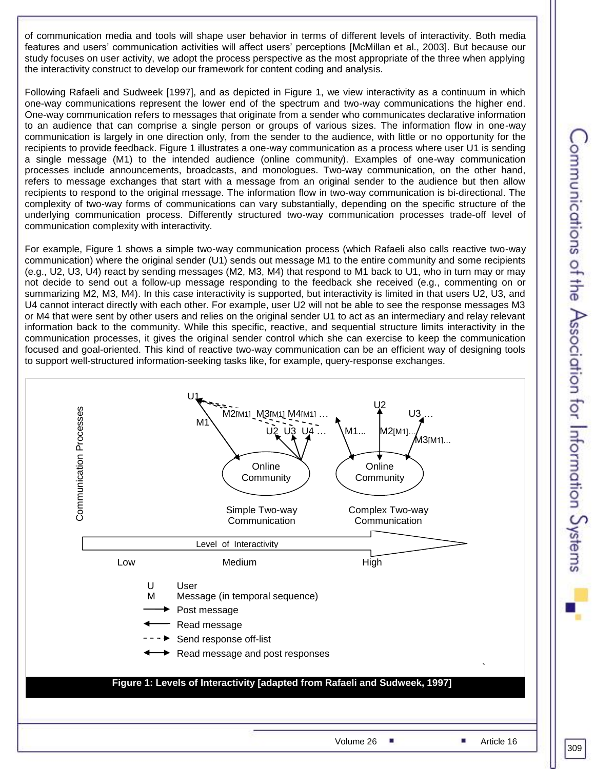of communication media and tools will shape user behavior in terms of different levels of interactivity. Both media features and users' communication activities will affect users' perceptions [McMillan et al., 2003]. But because our study focuses on user activity, we adopt the process perspective as the most appropriate of the three when applying the interactivity construct to develop our framework for content coding and analysis.

Following Rafaeli and Sudweek [1997], and as depicted in Figure 1, we view interactivity as a continuum in which one-way communications represent the lower end of the spectrum and two-way communications the higher end. One-way communication refers to messages that originate from a sender who communicates declarative information to an audience that can comprise a single person or groups of various sizes. The information flow in one-way communication is largely in one direction only, from the sender to the audience, with little or no opportunity for the recipients to provide feedback. Figure 1 illustrates a one-way communication as a process where user U1 is sending a single message (M1) to the intended audience (online community). Examples of one-way communication processes include announcements, broadcasts, and monologues. Two-way communication, on the other hand, refers to message exchanges that start with a message from an original sender to the audience but then allow recipients to respond to the original message. The information flow in two-way communication is bi-directional. The complexity of two-way forms of communications can vary substantially, depending on the specific structure of the underlying communication process. Differently structured two-way communication processes trade-off level of communication complexity with interactivity.

For example, Figure 1 shows a simple two-way communication process (which Rafaeli also calls reactive two-way communication) where the original sender (U1) sends out message M1 to the entire community and some recipients (e.g., U2, U3, U4) react by sending messages (M2, M3, M4) that respond to M1 back to U1, who in turn may or may not decide to send out a follow-up message responding to the feedback she received (e.g., commenting on or summarizing M2, M3, M4). In this case interactivity is supported, but interactivity is limited in that users U2, U3, and U4 cannot interact directly with each other. For example, user U2 will not be able to see the response messages M3 or M4 that were sent by other users and relies on the original sender U1 to act as an intermediary and relay relevant information back to the community. While this specific, reactive, and sequential structure limits interactivity in the communication processes, it gives the original sender control which she can exercise to keep the communication focused and goal-oriented. This kind of reactive two-way communication can be an efficient way of designing tools to support well-structured information-seeking tasks like, for example, query-response exchanges.

Figure 1: Levels of Interactivity [adapted from Rafaeli and Sudweek, 1997]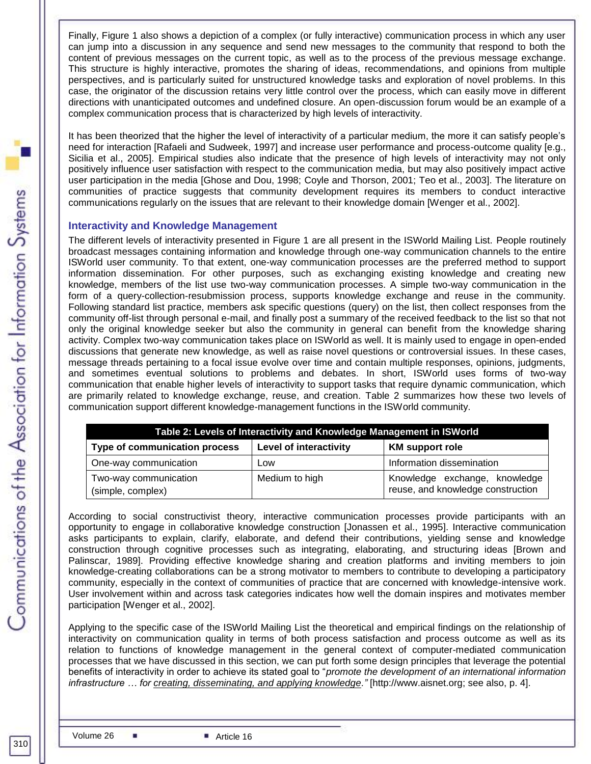Finally, Figure 1 also shows a depiction of a complex (or fully interactive) communication process in which any user can jump into a discussion in any sequence and send new messages to the community that respond to both the content of previous messages on the current topic, as well as to the process of the previous message exchange. This structure is highly interactive, promotes the sharing of ideas, recommendations, and opinions from multiple perspectives, and is particularly suited for unstructured knowledge tasks and exploration of novel problems. In this case, the originator of the discussion retains very little control over the process, which can easily move in different directions with unanticipated outcomes and undefined closure. An open-discussion forum would be an example of a complex communication process that is characterized by high levels of interactivity.

It has been theorized that the higher the level of interactivity of a particular medium, the more it can satisfy people's need for interaction [Rafaeli and Sudweek, 1997] and increase user performance and process-outcome quality [e.g., Sicilia et al., 2005]. Empirical studies also indicate that the presence of high levels of interactivity may not only positively influence user satisfaction with respect to the communication media, but may also positively impact active user participation in the media [Ghose and Dou, 1998; Coyle and Thorson, 2001; Teo et al., 2003]. The literature on communities of practice suggests that community development requires its members to conduct interactive communications regularly on the issues that are relevant to their knowledge domain [Wenger et al., 2002].

## Interactivity and Knowledge Management

The different levels of interactivity presented in Figure 1 are all present in the ISWorld Mailing List. People routinely broadcast messages containing information and knowledge through one-way communication channels to the entire ISWorld user community. To that extent, one-way communication processes are the preferred method to support information dissemination. For other purposes, such as exchanging existing knowledge and creating new knowledge, members of the list use two-way communication processes. A simple two-way communication in the form of a query-collection-resubmission process, supports knowledge exchange and reuse in the community. Following standard list practice, members ask specific questions (query) on the list, then collect responses from the community off-list through personal e-mail, and finally post a summary of the received feedback to the list so that not only the original knowledge seeker but also the community in general can benefit from the knowledge sharing activity. Complex two-way communication takes place on ISWorld as well. It is mainly used to engage in open-ended discussions that generate new knowledge, as well as raise novel questions or controversial issues. In these cases, message threads pertaining to a focal issue evolve over time and contain multiple responses, opinions, judgments, and sometimes eventual solutions to problems and debates. In short, ISWorld uses forms of two-way communication that enable higher levels of interactivity to support tasks that require dynamic communication, which are primarily related to knowledge exchange, reuse, and creation. Table 2 summarizes how these two levels of communication support different knowledge-management functions in the ISWorld community.

**Table 2: Levels of Interactivity and Knowledge Management in ISWorld**

| Type of communication process | Level of interactivity | KM support role |
|---|---|---|
| One-way communication | Low | Information dissemination |
| Two-way communication (simple, complex) | Medium to high | Knowledge exchange, knowledge reuse, and knowledge construction |

According to social constructivist theory, interactive communication processes provide participants with an opportunity to engage in collaborative knowledge construction [Jonassen et al., 1995]. Interactive communication asks participants to explain, clarify, elaborate, and defend their contributions, yielding sense and knowledge construction through cognitive processes such as integrating, elaborating, and structuring ideas [Brown and Palinscar, 1989]. Providing effective knowledge sharing and creation platforms and inviting members to join knowledge-creating collaborations can be a strong motivator to members to contribute to developing a participatory community, especially in the context of communities of practice that are concerned with knowledge-intensive work. User involvement within and across task categories indicates how well the domain inspires and motivates member participation [Wenger et al., 2002].

Applying to the specific case of the ISWorld Mailing List the theoretical and empirical findings on the relationship of interactivity on communication quality in terms of both process satisfaction and process outcome as well as its relation to functions of knowledge management in the general context of computer-mediated communication processes that we have discussed in this section, we can put forth some design principles that leverage the potential benefits of interactivity in order to achieve its stated goal to "*promote the development of an international information infrastructure … for <u>creating, disseminating, and applying knowledge</u>."* [http://www.aisnet.org; see also, p. 4].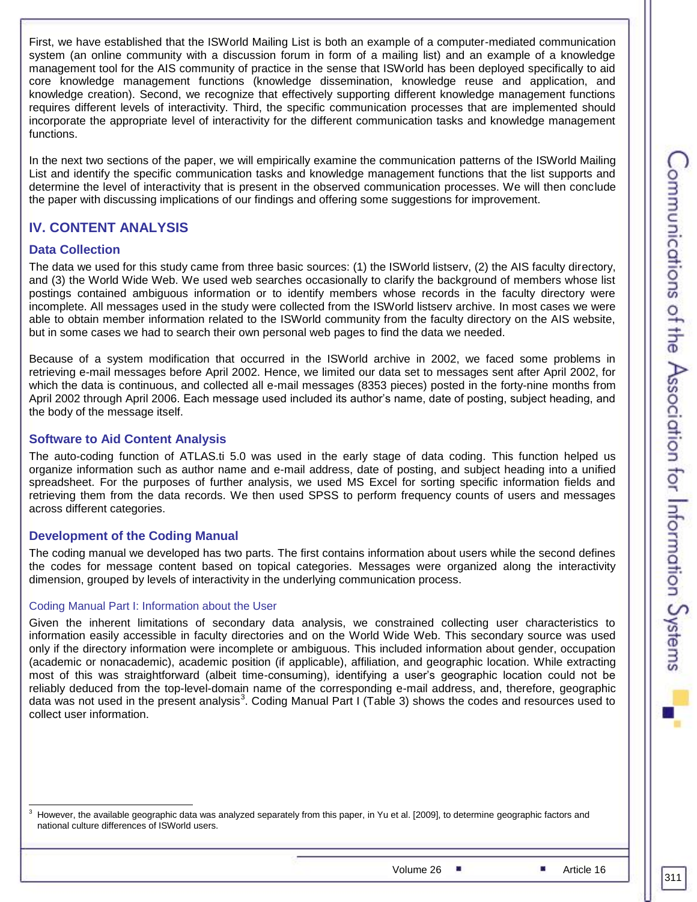First, we have established that the ISWorld Mailing List is both an example of a computer-mediated communication system (an online community with a discussion forum in form of a mailing list) and an example of a knowledge management tool for the AIS community of practice in the sense that ISWorld has been deployed specifically to aid core knowledge management functions (knowledge dissemination, knowledge reuse and application, and knowledge creation). Second, we recognize that effectively supporting different knowledge management functions requires different levels of interactivity. Third, the specific communication processes that are implemented should incorporate the appropriate level of interactivity for the different communication tasks and knowledge management functions.

In the next two sections of the paper, we will empirically examine the communication patterns of the ISWorld Mailing List and identify the specific communication tasks and knowledge management functions that the list supports and determine the level of interactivity that is present in the observed communication processes. We will then conclude the paper with discussing implications of our findings and offering some suggestions for improvement.

## IV. CONTENT ANALYSIS

### Data Collection

The data we used for this study came from three basic sources: (1) the ISWorld listserv, (2) the AIS faculty directory, and (3) the World Wide Web. We used web searches occasionally to clarify the background of members whose list postings contained ambiguous information or to identify members whose records in the faculty directory were incomplete. All messages used in the study were collected from the ISWorld listserv archive. In most cases we were able to obtain member information related to the ISWorld community from the faculty directory on the AIS website, but in some cases we had to search their own personal web pages to find the data we needed.

Because of a system modification that occurred in the ISWorld archive in 2002, we faced some problems in retrieving e-mail messages before April 2002. Hence, we limited our data set to messages sent after April 2002, for which the data is continuous, and collected all e-mail messages (8353 pieces) posted in the forty-nine months from April 2002 through April 2006. Each message used included its author's name, date of posting, subject heading, and the body of the message itself.

### Software to Aid Content Analysis

The auto-coding function of ATLAS.ti 5.0 was used in the early stage of data coding. This function helped us organize information such as author name and e-mail address, date of posting, and subject heading into a unified spreadsheet. For the purposes of further analysis, we used MS Excel for sorting specific information fields and retrieving them from the data records. We then used SPSS to perform frequency counts of users and messages across different categories.

### Development of the Coding Manual

The coding manual we developed has two parts. The first contains information about users while the second defines the codes for message content based on topical categories. Messages were organized along the interactivity dimension, grouped by levels of interactivity in the underlying communication process.

#### Coding Manual Part I: Information about the User

Given the inherent limitations of secondary data analysis, we constrained collecting user characteristics to information easily accessible in faculty directories and on the World Wide Web. This secondary source was used only if the directory information were incomplete or ambiguous. This included information about gender, occupation (academic or nonacademic), academic position (if applicable), affiliation, and geographic location. While extracting most of this was straightforward (albeit time-consuming), identifying a user's geographic location could not be reliably deduced from the top-level-domain name of the corresponding e-mail address, and, therefore, geographic data was not used in the present analysis[3]. Coding Manual Part I (Table 3) shows the codes and resources used to collect user information.

---

[3] However, the available geographic data was analyzed separately from this paper, in Yu et al. [2009], to determine geographic factors and national culture differences of ISWorld users.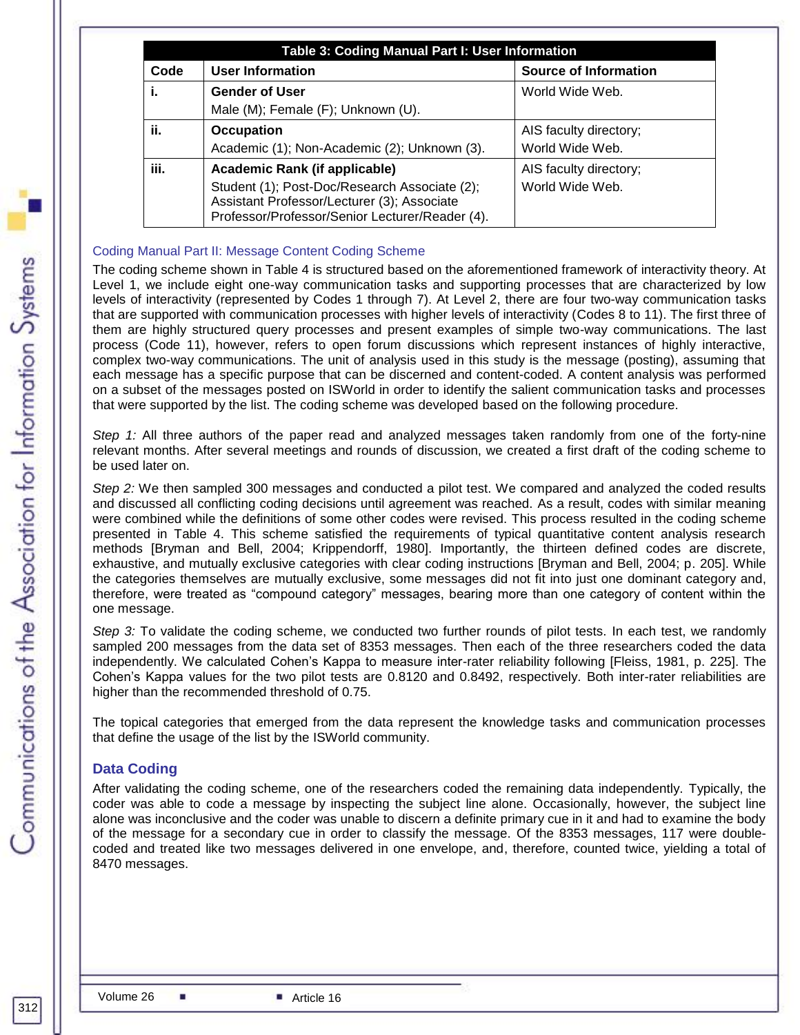**Table 3: Coding Manual Part I: User Information**

| Code | User Information | Source of Information |
|---|---|---|
| i. | **Gender of User** Male (M); Female (F); Unknown (U). | World Wide Web. |
| ii. | **Occupation** Academic (1); Non-Academic (2); Unknown (3). | AIS faculty directory; World Wide Web. |
| iii. | **Academic Rank (if applicable)** Student (1); Post-Doc/Research Associate (2); Assistant Professor/Lecturer (3); Associate Professor/Professor/Senior Lecturer/Reader (4). | AIS faculty directory; World Wide Web. |

### Coding Manual Part II: Message Content Coding Scheme

The coding scheme shown in Table 4 is structured based on the aforementioned framework of interactivity theory. At Level 1, we include eight one-way communication tasks and supporting processes that are characterized by low levels of interactivity (represented by Codes 1 through 7). At Level 2, there are four two-way communication tasks that are supported with communication processes with higher levels of interactivity (Codes 8 to 11). The first three of them are highly structured query processes and present examples of simple two-way communications. The last process (Code 11), however, refers to open forum discussions which represent instances of highly interactive, complex two-way communications. The unit of analysis used in this study is the message (posting), assuming that each message has a specific purpose that can be discerned and content-coded. A content analysis was performed on a subset of the messages posted on ISWorld in order to identify the salient communication tasks and processes that were supported by the list. The coding scheme was developed based on the following procedure.

*Step 1:* All three authors of the paper read and analyzed messages taken randomly from one of the forty-nine relevant months. After several meetings and rounds of discussion, we created a first draft of the coding scheme to be used later on.

*Step 2:* We then sampled 300 messages and conducted a pilot test. We compared and analyzed the coded results and discussed all conflicting coding decisions until agreement was reached. As a result, codes with similar meaning were combined while the definitions of some other codes were revised. This process resulted in the coding scheme presented in Table 4. This scheme satisfied the requirements of typical quantitative content analysis research methods [Bryman and Bell, 2004; Krippendorff, 1980]. Importantly, the thirteen defined codes are discrete, exhaustive, and mutually exclusive categories with clear coding instructions [Bryman and Bell, 2004; p. 205]. While the categories themselves are mutually exclusive, some messages did not fit into just one dominant category and, therefore, were treated as "compound category" messages, bearing more than one category of content within the one message.

*Step 3:* To validate the coding scheme, we conducted two further rounds of pilot tests. In each test, we randomly sampled 200 messages from the data set of 8353 messages. Then each of the three researchers coded the data independently. We calculated Cohen's Kappa to measure inter-rater reliability following [Fleiss, 1981, p. 225]. The Cohen's Kappa values for the two pilot tests are 0.8120 and 0.8492, respectively. Both inter-rater reliabilities are higher than the recommended threshold of 0.75.

The topical categories that emerged from the data represent the knowledge tasks and communication processes that define the usage of the list by the ISWorld community.

## Data Coding

After validating the coding scheme, one of the researchers coded the remaining data independently. Typically, the coder was able to code a message by inspecting the subject line alone. Occasionally, however, the subject line alone was inconclusive and the coder was unable to discern a definite primary cue in it and had to examine the body of the message for a secondary cue in order to classify the message. Of the 8353 messages, 117 were double-coded and treated like two messages delivered in one envelope, and, therefore, counted twice, yielding a total of 8470 messages.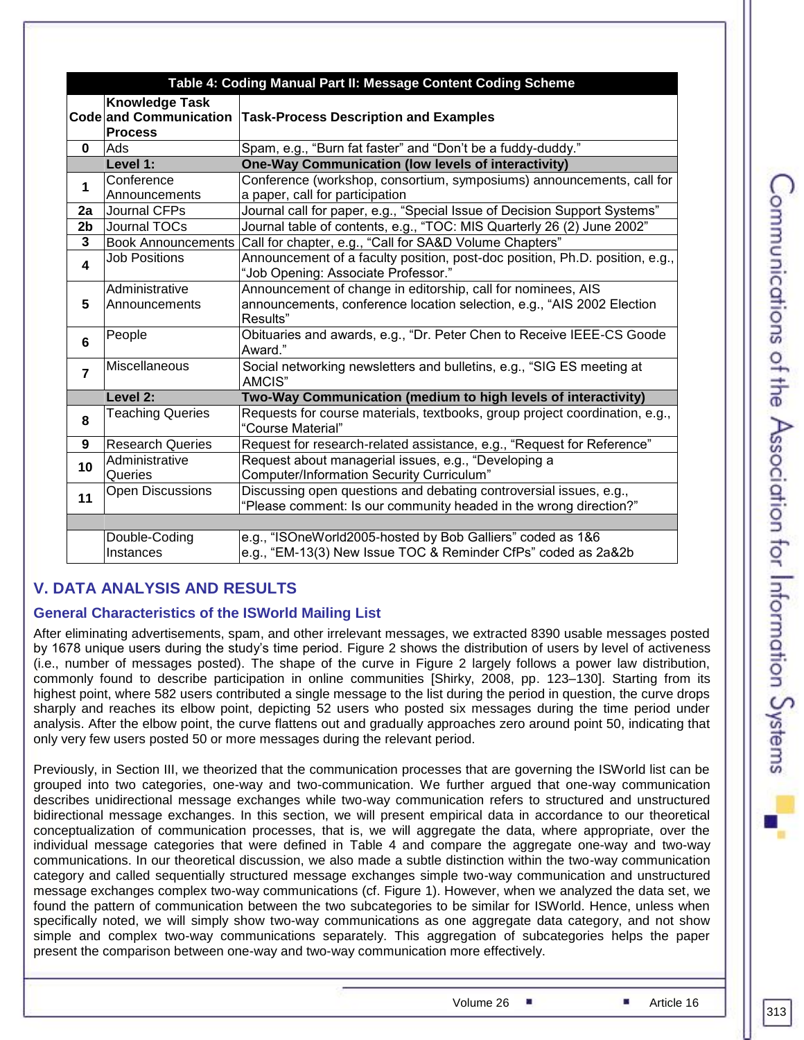**Table 4: Coding Manual Part II: Message Content Coding Scheme**

| Code | Knowledge Task and Communication Process | Task-Process Description and Examples |
|---|---|---|
| 0 | Ads | Spam, e.g., "Burn fat faster" and "Don't be a fuddy-duddy." |
| | **Level 1:** | **One-Way Communication (low levels of interactivity)** |
| 1 | Conference Announcements | Conference (workshop, consortium, symposiums) announcements, call for a paper, call for participation |
| 2a | Journal CFPs | Journal call for paper, e.g., "Special Issue of Decision Support Systems" |
| 2b | Journal TOCs | Journal table of contents, e.g., "TOC: MIS Quarterly 26 (2) June 2002" |
| 3 | Book Announcements | Call for chapter, e.g., "Call for SA&D Volume Chapters" |
| 4 | Job Positions | Announcement of a faculty position, post-doc position, Ph.D. position, e.g., "Job Opening: Associate Professor." |
| 5 | Administrative Announcements | Announcement of change in editorship, call for nominees, AIS announcements, conference location selection, e.g., "AIS 2002 Election Results" |
| 6 | People | Obituaries and awards, e.g., "Dr. Peter Chen to Receive IEEE-CS Goode Award." |
| 7 | Miscellaneous | Social networking newsletters and bulletins, e.g., "SIG ES meeting at AMCIS" |
| | **Level 2:** | **Two-Way Communication (medium to high levels of interactivity)** |
| 8 | Teaching Queries | Requests for course materials, textbooks, group project coordination, e.g., "Course Material" |
| 9 | Research Queries | Request for research-related assistance, e.g., "Request for Reference" |
| 10 | Administrative Queries | Request about managerial issues, e.g., "Developing a Computer/Information Security Curriculum" |
| 11 | Open Discussions | Discussing open questions and debating controversial issues, e.g., "Please comment: Is our community headed in the wrong direction?" |
| | | |
| | Double-Coding Instances | e.g., "ISOneWorld2005-hosted by Bob Galliers" coded as 1&6<br>e.g., "EM-13(3) New Issue TOC & Reminder CfPs" coded as 2a&2b |

## V. DATA ANALYSIS AND RESULTS

### General Characteristics of the ISWorld Mailing List

After eliminating advertisements, spam, and other irrelevant messages, we extracted 8390 usable messages posted by 1678 unique users during the study's time period. Figure 2 shows the distribution of users by level of activeness (i.e., number of messages posted). The shape of the curve in Figure 2 largely follows a power law distribution, commonly found to describe participation in online communities [Shirky, 2008, pp. 123–130]. Starting from its highest point, where 582 users contributed a single message to the list during the period in question, the curve drops sharply and reaches its elbow point, depicting 52 users who posted six messages during the time period under analysis. After the elbow point, the curve flattens out and gradually approaches zero around point 50, indicating that only very few users posted 50 or more messages during the relevant period.

Previously, in Section III, we theorized that the communication processes that are governing the ISWorld list can be grouped into two categories, one-way and two-communication. We further argued that one-way communication describes unidirectional message exchanges while two-way communication refers to structured and unstructured bidirectional message exchanges. In this section, we will present empirical data in accordance to our theoretical conceptualization of communication processes, that is, we will aggregate the data, where appropriate, over the individual message categories that were defined in Table 4 and compare the aggregate one-way and two-way communications. In our theoretical discussion, we also made a subtle distinction within the two-way communication category and called sequentially structured message exchanges simple two-way communication and unstructured message exchanges complex two-way communications (cf. Figure 1). However, when we analyzed the data set, we found the pattern of communication between the two subcategories to be similar for ISWorld. Hence, unless when specifically noted, we will simply show two-way communications as one aggregate data category, and not show simple and complex two-way communications separately. This aggregation of subcategories helps the paper present the comparison between one-way and two-way communication more effectively.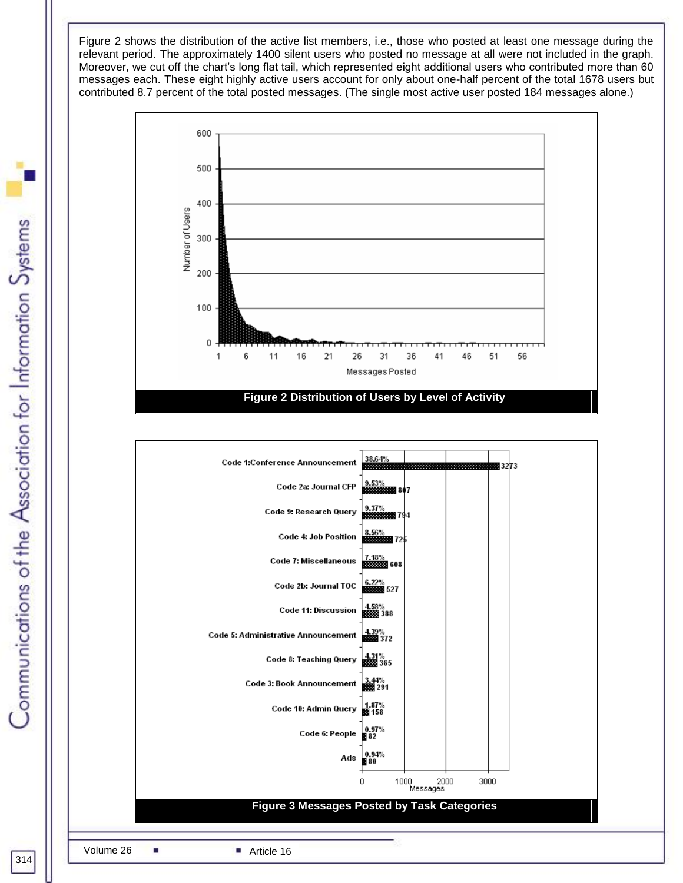Figure 2 shows the distribution of the active list members, i.e., those who posted at least one message during the relevant period. The approximately 1400 silent users who posted no message at all were not included in the graph. Moreover, we cut off the chart's long flat tail, which represented eight additional users who contributed more than 60 messages each. These eight highly active users account for only about one-half percent of the total 1678 users but contributed 8.7 percent of the total posted messages. (The single most active user posted 184 messages alone.)

**Figure 2 Distribution of Users by Level of Activity**

**Figure 3 Messages Posted by Task Categories**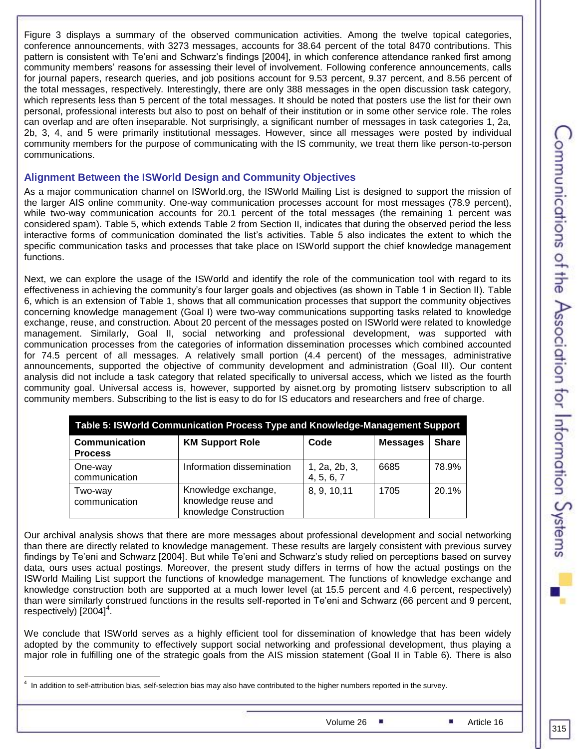Figure 3 displays a summary of the observed communication activities. Among the twelve topical categories, conference announcements, with 3273 messages, accounts for 38.64 percent of the total 8470 contributions. This pattern is consistent with Te'eni and Schwarz's findings [2004], in which conference attendance ranked first among community members' reasons for assessing their level of involvement. Following conference announcements, calls for journal papers, research queries, and job positions account for 9.53 percent, 9.37 percent, and 8.56 percent of the total messages, respectively. Interestingly, there are only 388 messages in the open discussion task category, which represents less than 5 percent of the total messages. It should be noted that posters use the list for their own personal, professional interests but also to post on behalf of their institution or in some other service role. The roles can overlap and are often inseparable. Not surprisingly, a significant number of messages in task categories 1, 2a, 2b, 3, 4, and 5 were primarily institutional messages. However, since all messages were posted by individual community members for the purpose of communicating with the IS community, we treat them like person-to-person communications.

## Alignment Between the ISWorld Design and Community Objectives

As a major communication channel on ISWorld.org, the ISWorld Mailing List is designed to support the mission of the larger AIS online community. One-way communication processes account for most messages (78.9 percent), while two-way communication accounts for 20.1 percent of the total messages (the remaining 1 percent was considered spam). Table 5, which extends Table 2 from Section II, indicates that during the observed period the less interactive forms of communication dominated the list's activities. Table 5 also indicates the extent to which the specific communication tasks and processes that take place on ISWorld support the chief knowledge management functions.

Next, we can explore the usage of the ISWorld and identify the role of the communication tool with regard to its effectiveness in achieving the community's four larger goals and objectives (as shown in Table 1 in Section II). Table 6, which is an extension of Table 1, shows that all communication processes that support the community objectives concerning knowledge management (Goal I) were two-way communications supporting tasks related to knowledge exchange, reuse, and construction. About 20 percent of the messages posted on ISWorld were related to knowledge management. Similarly, Goal II, social networking and professional development, was supported with communication processes from the categories of information dissemination processes which combined accounted for 74.5 percent of all messages. A relatively small portion (4.4 percent) of the messages, administrative announcements, supported the objective of community development and administration (Goal III). Our content analysis did not include a task category that related specifically to universal access, which we listed as the fourth community goal. Universal access is, however, supported by aisnet.org by promoting listserv subscription to all community members. Subscribing to the list is easy to do for IS educators and researchers and free of charge.

**Table 5: ISWorld Communication Process Type and Knowledge-Management Support**

| Communication Process | KM Support Role | Code | Messages | Share |
|---|---|---|---|---|
| One-way communication | Information dissemination | 1, 2a, 2b, 3, 4, 5, 6, 7 | 6685 | 78.9% |
| Two-way communication | Knowledge exchange, knowledge reuse and knowledge Construction | 8, 9, 10,11 | 1705 | 20.1% |

Our archival analysis shows that there are more messages about professional development and social networking than there are directly related to knowledge management. These results are largely consistent with previous survey findings by Te'eni and Schwarz [2004]. But while Te'eni and Schwarz's study relied on perceptions based on survey data, ours uses actual postings. Moreover, the present study differs in terms of how the actual postings on the ISWorld Mailing List support the functions of knowledge management. The functions of knowledge exchange and knowledge construction both are supported at a much lower level (at 15.5 percent and 4.6 percent, respectively) than were similarly construed functions in the results self-reported in Te'eni and Schwarz (66 percent and 9 percent, respectively) [2004][4].

We conclude that ISWorld serves as a highly efficient tool for dissemination of knowledge that has been widely adopted by the community to effectively support social networking and professional development, thus playing a major role in fulfilling one of the strategic goals from the AIS mission statement (Goal II in Table 6). There is also

[4] In addition to self-attribution bias, self-selection bias may also have contributed to the higher numbers reported in the survey.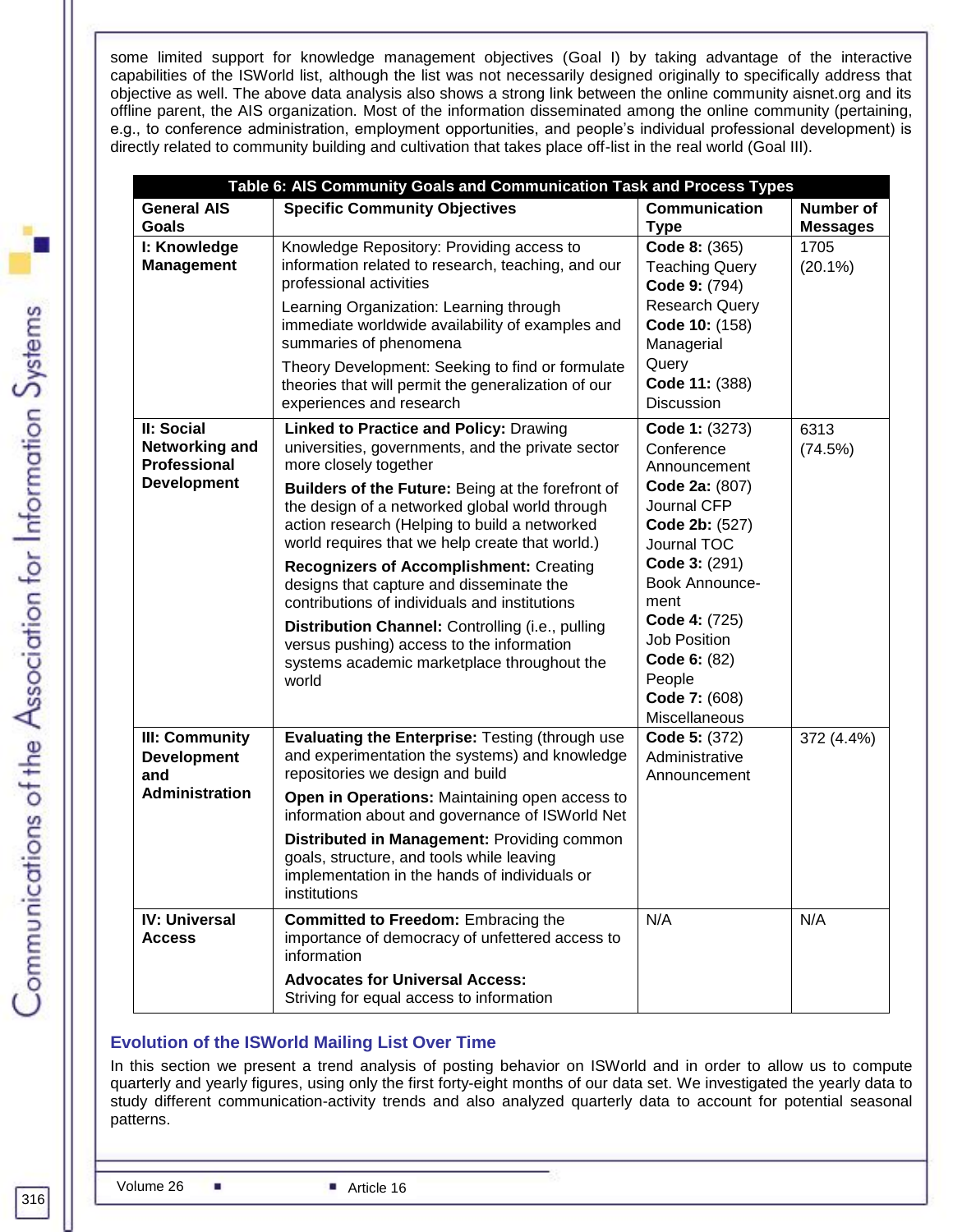some limited support for knowledge management objectives (Goal I) by taking advantage of the interactive capabilities of the ISWorld list, although the list was not necessarily designed originally to specifically address that objective as well. The above data analysis also shows a strong link between the online community aisnet.org and its offline parent, the AIS organization. Most of the information disseminated among the online community (pertaining, e.g., to conference administration, employment opportunities, and people's individual professional development) is directly related to community building and cultivation that takes place off-list in the real world (Goal III).

**Table 6: AIS Community Goals and Communication Task and Process Types**

| General AIS Goals | Specific Community Objectives | Communication Type | Number of Messages |
|---|---|---|---|
| **I: Knowledge Management** | Knowledge Repository: Providing access to information related to research, teaching, and our professional activities<br>Learning Organization: Learning through immediate worldwide availability of examples and summaries of phenomena<br>Theory Development: Seeking to find or formulate theories that will permit the generalization of our experiences and research | **Code 8:** (365) Teaching Query<br>**Code 9:** (794) Research Query<br>**Code 10:** (158) Managerial Query<br>**Code 11:** (388) Discussion | 1705 (20.1%) |
| **II: Social Networking and Professional Development** | **Linked to Practice and Policy:** Drawing universities, governments, and the private sector more closely together<br>**Builders of the Future:** Being at the forefront of the design of a networked global world through action research (Helping to build a networked world requires that we help create that world.)<br>**Recognizers of Accomplishment:** Creating designs that capture and disseminate the contributions of individuals and institutions<br>**Distribution Channel:** Controlling (i.e., pulling versus pushing) access to the information systems academic marketplace throughout the world | **Code 1:** (3273) Conference Announcement<br>**Code 2a:** (807) Journal CFP<br>**Code 2b:** (527) Journal TOC<br>**Code 3:** (291) Book Announce-ment<br>**Code 4:** (725) Job Position<br>**Code 6:** (82) People<br>**Code 7:** (608) Miscellaneous | 6313 (74.5%) |
| **III: Community Development and Administration** | **Evaluating the Enterprise:** Testing (through use and experimentation the systems) and knowledge repositories we design and build<br>**Open in Operations:** Maintaining open access to information about and governance of ISWorld Net<br>**Distributed in Management:** Providing common goals, structure, and tools while leaving implementation in the hands of individuals or institutions | **Code 5:** (372) Administrative Announcement | 372 (4.4%) |
| **IV: Universal Access** | **Committed to Freedom:** Embracing the importance of democracy of unfettered access to information<br>**Advocates for Universal Access:** Striving for equal access to information | N/A | N/A |

## Evolution of the ISWorld Mailing List Over Time

In this section we present a trend analysis of posting behavior on ISWorld and in order to allow us to compute quarterly and yearly figures, using only the first forty-eight months of our data set. We investigated the yearly data to study different communication-activity trends and also analyzed quarterly data to account for potential seasonal patterns.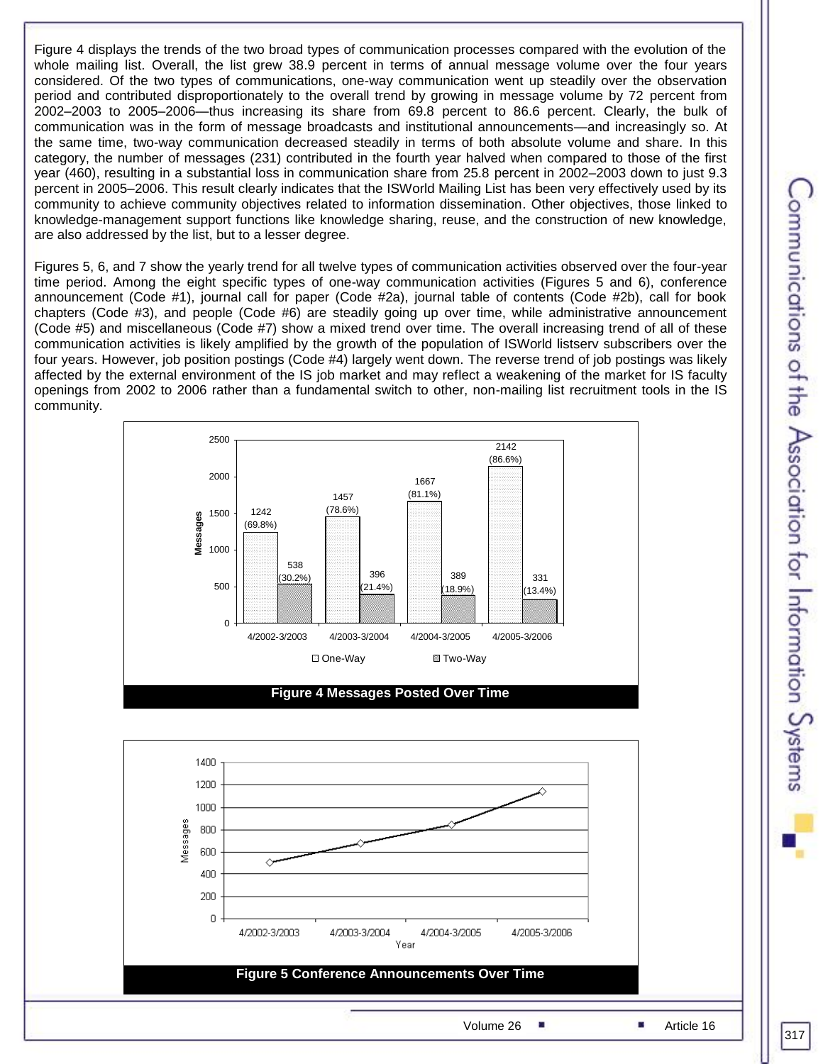Figure 4 displays the trends of the two broad types of communication processes compared with the evolution of the whole mailing list. Overall, the list grew 38.9 percent in terms of annual message volume over the four years considered. Of the two types of communications, one-way communication went up steadily over the observation period and contributed disproportionately to the overall trend by growing in message volume by 72 percent from 2002–2003 to 2005–2006—thus increasing its share from 69.8 percent to 86.6 percent. Clearly, the bulk of communication was in the form of message broadcasts and institutional announcements—and increasingly so. At the same time, two-way communication decreased steadily in terms of both absolute volume and share. In this category, the number of messages (231) contributed in the fourth year halved when compared to those of the first year (460), resulting in a substantial loss in communication share from 25.8 percent in 2002–2003 down to just 9.3 percent in 2005–2006. This result clearly indicates that the ISWorld Mailing List has been very effectively used by its community to achieve community objectives related to information dissemination. Other objectives, those linked to knowledge-management support functions like knowledge sharing, reuse, and the construction of new knowledge, are also addressed by the list, but to a lesser degree.

Figures 5, 6, and 7 show the yearly trend for all twelve types of communication activities observed over the four-year time period. Among the eight specific types of one-way communication activities (Figures 5 and 6), conference announcement (Code #1), journal call for paper (Code #2a), journal table of contents (Code #2b), call for book chapters (Code #3), and people (Code #6) are steadily going up over time, while administrative announcement (Code #5) and miscellaneous (Code #7) show a mixed trend over time. The overall increasing trend of all of these communication activities is likely amplified by the growth of the population of ISWorld listserv subscribers over the four years. However, job position postings (Code #4) largely went down. The reverse trend of job postings was likely affected by the external environment of the IS job market and may reflect a weakening of the market for IS faculty openings from 2002 to 2006 rather than a fundamental switch to other, non-mailing list recruitment tools in the IS community.

| Period | One-Way | Two-Way |
|---|---|---|
| 4/2002-3/2003 | 1242 (69.8%) | 538 (30.2%) |
| 4/2003-3/2004 | 1457 (78.6%) | 396 (21.4%) |
| 4/2004-3/2005 | 1667 (81.1%) | 389 (18.9%) |
| 4/2005-3/2006 | 2142 (86.6%) | 331 (13.4%) |

**Figure 4 Messages Posted Over Time**

**Figure 5 Conference Announcements Over Time**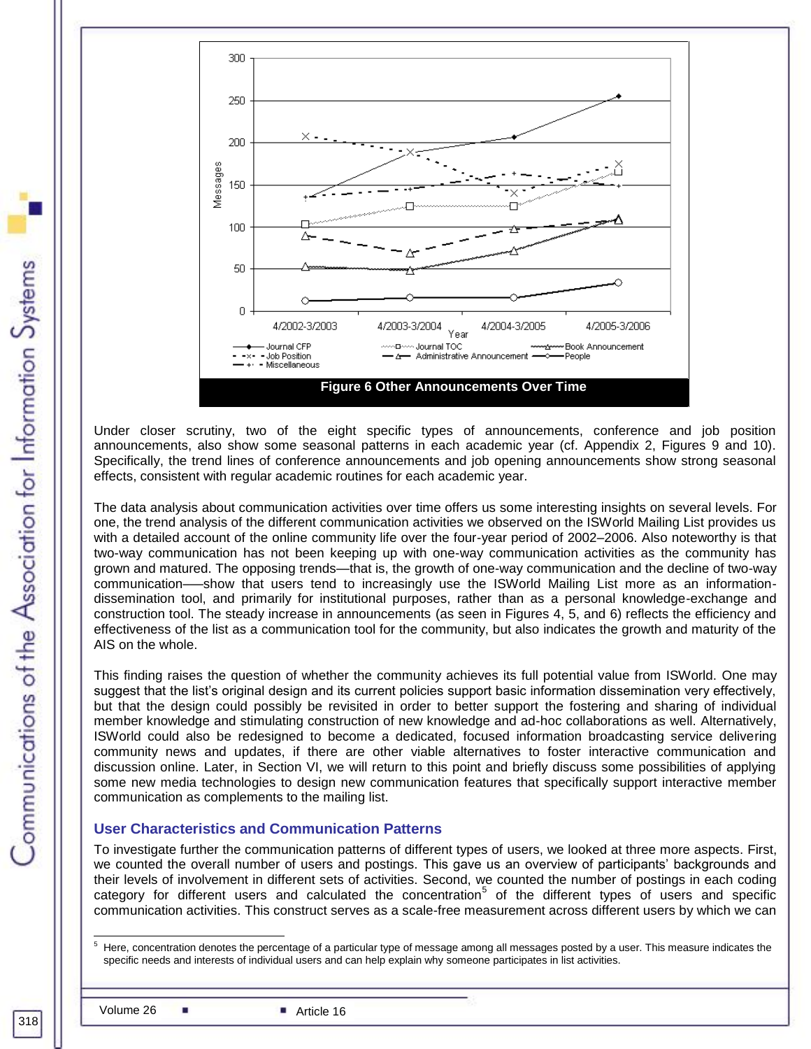Figure 6 Other Announcements Over Time

Under closer scrutiny, two of the eight specific types of announcements, conference and job position announcements, also show some seasonal patterns in each academic year (cf. Appendix 2, Figures 9 and 10). Specifically, the trend lines of conference announcements and job opening announcements show strong seasonal effects, consistent with regular academic routines for each academic year.

The data analysis about communication activities over time offers us some interesting insights on several levels. For one, the trend analysis of the different communication activities we observed on the ISWorld Mailing List provides us with a detailed account of the online community life over the four-year period of 2002–2006. Also noteworthy is that two-way communication has not been keeping up with one-way communication activities as the community has grown and matured. The opposing trends—that is, the growth of one-way communication and the decline of two-way communication—–show that users tend to increasingly use the ISWorld Mailing List more as an information-dissemination tool, and primarily for institutional purposes, rather than as a personal knowledge-exchange and construction tool. The steady increase in announcements (as seen in Figures 4, 5, and 6) reflects the efficiency and effectiveness of the list as a communication tool for the community, but also indicates the growth and maturity of the AIS on the whole.

This finding raises the question of whether the community achieves its full potential value from ISWorld. One may suggest that the list's original design and its current policies support basic information dissemination very effectively, but that the design could possibly be revisited in order to better support the fostering and sharing of individual member knowledge and stimulating construction of new knowledge and ad-hoc collaborations as well. Alternatively, ISWorld could also be redesigned to become a dedicated, focused information broadcasting service delivering community news and updates, if there are other viable alternatives to foster interactive communication and discussion online. Later, in Section VI, we will return to this point and briefly discuss some possibilities of applying some new media technologies to design new communication features that specifically support interactive member communication as complements to the mailing list.

### User Characteristics and Communication Patterns

To investigate further the communication patterns of different types of users, we looked at three more aspects. First, we counted the overall number of users and postings. This gave us an overview of participants' backgrounds and their levels of involvement in different sets of activities. Second, we counted the number of postings in each coding category for different users and calculated the concentration[5] of the different types of users and specific communication activities. This construct serves as a scale-free measurement across different users by which we can

[5] Here, concentration denotes the percentage of a particular type of message among all messages posted by a user. This measure indicates the specific needs and interests of individual users and can help explain why someone participates in list activities.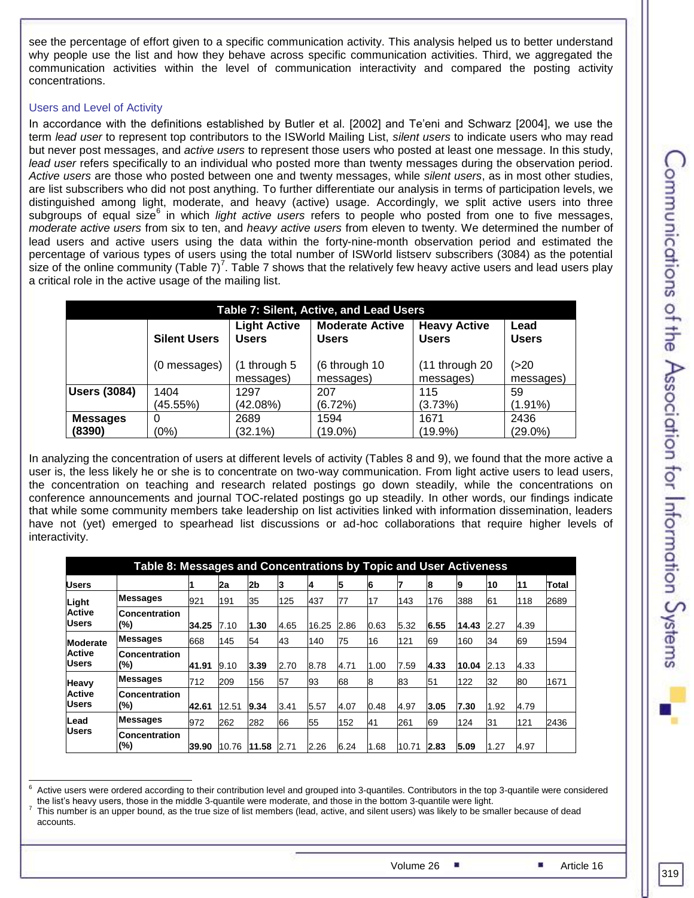see the percentage of effort given to a specific communication activity. This analysis helped us to better understand why people use the list and how they behave across specific communication activities. Third, we aggregated the communication activities within the level of communication interactivity and compared the posting activity concentrations.

### Users and Level of Activity

In accordance with the definitions established by Butler et al. [2002] and Te'eni and Schwarz [2004], we use the term *lead user* to represent top contributors to the ISWorld Mailing List, *silent users* to indicate users who may read but never post messages, and *active users* to represent those users who posted at least one message. In this study, *lead user* refers specifically to an individual who posted more than twenty messages during the observation period. *Active users* are those who posted between one and twenty messages, while *silent users*, as in most other studies, are list subscribers who did not post anything. To further differentiate our analysis in terms of participation levels, we distinguished among light, moderate, and heavy (active) usage. Accordingly, we split active users into three subgroups of equal size[6] in which *light active users* refers to people who posted from one to five messages, *moderate active users* from six to ten, and *heavy active users* from eleven to twenty. We determined the number of lead users and active users using the data within the forty-nine-month observation period and estimated the percentage of various types of users using the total number of ISWorld listserv subscribers (3084) as the potential size of the online community (Table 7)[7]. Table 7 shows that the relatively few heavy active users and lead users play a critical role in the active usage of the mailing list.

**Table 7: Silent, Active, and Lead Users**

| | Silent Users (0 messages) | Light Active Users (1 through 5 messages) | Moderate Active Users (6 through 10 messages) | Heavy Active Users (11 through 20 messages) | Lead Users (>20 messages) |
|---|---|---|---|---|---|
| **Users (3084)** | 1404 (45.55%) | 1297 (42.08%) | 207 (6.72%) | 115 (3.73%) | 59 (1.91%) |
| **Messages (8390)** | 0 (0%) | 2689 (32.1%) | 1594 (19.0%) | 1671 (19.9%) | 2436 (29.0%) |

In analyzing the concentration of users at different levels of activity (Tables 8 and 9), we found that the more active a user is, the less likely he or she is to concentrate on two-way communication. From light active users to lead users, the concentration on teaching and research related postings go down steadily, while the concentrations on conference announcements and journal TOC-related postings go up steadily. In other words, our findings indicate that while some community members take leadership on list activities linked with information dissemination, leaders have not (yet) emerged to spearhead list discussions or ad-hoc collaborations that require higher levels of interactivity.

**Table 8: Messages and Concentrations by Topic and User Activeness**

| Users | | 1 | 2a | 2b | 3 | 4 | 5 | 6 | 7 | 8 | 9 | 10 | 11 | Total |
|---|---|---|---|---|---|---|---|---|---|---|---|---|---|---|
| Light Active Users | Messages | 921 | 191 | 35 | 125 | 437 | 77 | 17 | 143 | 176 | 388 | 61 | 118 | 2689 |
| | Concentration (%) | **34.25** | 7.10 | **1.30** | 4.65 | 16.25 | 2.86 | 0.63 | 5.32 | **6.55** | **14.43** | 2.27 | 4.39 | |
| Moderate Active Users | Messages | 668 | 145 | 54 | 43 | 140 | 75 | 16 | 121 | 69 | 160 | 34 | 69 | 1594 |
| | Concentration (%) | **41.91** | 9.10 | **3.39** | 2.70 | 8.78 | 4.71 | 1.00 | 7.59 | **4.33** | **10.04** | 2.13 | 4.33 | |
| Heavy Active Users | Messages | 712 | 209 | 156 | 57 | 93 | 68 | 8 | 83 | 51 | 122 | 32 | 80 | 1671 |
| | Concentration (%) | **42.61** | 12.51 | **9.34** | 3.41 | 5.57 | 4.07 | 0.48 | 4.97 | **3.05** | **7.30** | 1.92 | 4.79 | |
| Lead Users | Messages | 972 | 262 | 282 | 66 | 55 | 152 | 41 | 261 | 69 | 124 | 31 | 121 | 2436 |
| | Concentration (%) | **39.90** | 10.76 | **11.58** | 2.71 | 2.26 | 6.24 | 1.68 | 10.71 | **2.83** | **5.09** | 1.27 | 4.97 | |

---

[6] Active users were ordered according to their contribution level and grouped into 3-quantiles. Contributors in the top 3-quantile were considered the list's heavy users, those in the middle 3-quantile were moderate, and those in the bottom 3-quantile were light.

[7] This number is an upper bound, as the true size of list members (lead, active, and silent users) was likely to be smaller because of dead accounts.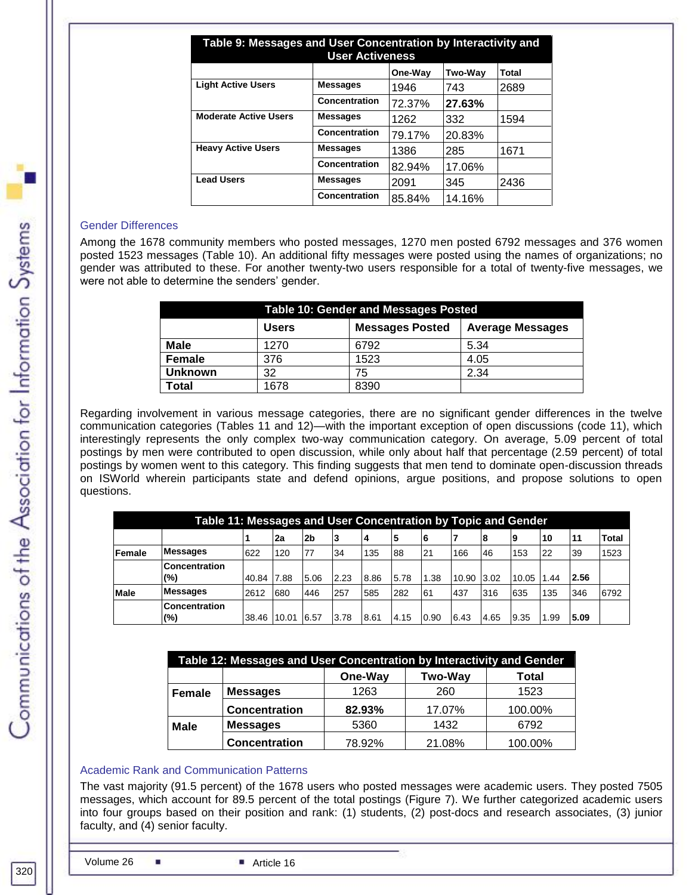| Table 9: Messages and User Concentration by Interactivity and User Activeness | | | | |
|---|---|---|---|---|
| | | One-Way | Two-Way | Total |
| Light Active Users | Messages | 1946 | 743 | 2689 |
| | Concentration | 72.37% | **27.63%** | |
| Moderate Active Users | Messages | 1262 | 332 | 1594 |
| | Concentration | 79.17% | 20.83% | |
| Heavy Active Users | Messages | 1386 | 285 | 1671 |
| | Concentration | 82.94% | 17.06% | |
| Lead Users | Messages | 2091 | 345 | 2436 |
| | Concentration | 85.84% | 14.16% | |

## Gender Differences

Among the 1678 community members who posted messages, 1270 men posted 6792 messages and 376 women posted 1523 messages (Table 10). An additional fifty messages were posted using the names of organizations; no gender was attributed to these. For another twenty-two users responsible for a total of twenty-five messages, we were not able to determine the senders' gender.

| Table 10: Gender and Messages Posted | | | |
|---|---|---|---|
| | Users | Messages Posted | Average Messages |
| **Male** | 1270 | 6792 | 5.34 |
| **Female** | 376 | 1523 | 4.05 |
| **Unknown** | 32 | 75 | 2.34 |
| **Total** | 1678 | 8390 | |

Regarding involvement in various message categories, there are no significant gender differences in the twelve communication categories (Tables 11 and 12)—with the important exception of open discussions (code 11), which interestingly represents the only complex two-way communication category. On average, 5.09 percent of total postings by men were contributed to open discussion, while only about half that percentage (2.59 percent) of total postings by women went to this category. This finding suggests that men tend to dominate open-discussion threads on ISWorld wherein participants state and defend opinions, argue positions, and propose solutions to open questions.

| Table 11: Messages and User Concentration by Topic and Gender | | | | | | | | | | | | | | |
|---|---|---|---|---|---|---|---|---|---|---|---|---|---|---|
| | | 1 | 2a | 2b | 3 | 4 | 5 | 6 | 7 | 8 | 9 | 10 | 11 | Total |
| Female | Messages | 622 | 120 | 77 | 34 | 135 | 88 | 21 | 166 | 46 | 153 | 22 | 39 | 1523 |
| | Concentration (%) | 40.84 | 7.88 | 5.06 | 2.23 | 8.86 | 5.78 | 1.38 | 10.90 | 3.02 | 10.05 | 1.44 | **2.56** | |
| Male | Messages | 2612 | 680 | 446 | 257 | 585 | 282 | 61 | 437 | 316 | 635 | 135 | 346 | 6792 |
| | Concentration (%) | 38.46 | 10.01 | 6.57 | 3.78 | 8.61 | 4.15 | 0.90 | 6.43 | 4.65 | 9.35 | 1.99 | **5.09** | |

| Table 12: Messages and User Concentration by Interactivity and Gender | | | | |
|---|---|---|---|---|
| | | One-Way | Two-Way | Total |
| **Female** | **Messages** | 1263 | 260 | 1523 |
| | **Concentration** | **82.93%** | 17.07% | 100.00% |
| **Male** | **Messages** | 5360 | 1432 | 6792 |
| | **Concentration** | 78.92% | 21.08% | 100.00% |

## Academic Rank and Communication Patterns

The vast majority (91.5 percent) of the 1678 users who posted messages were academic users. They posted 7505 messages, which account for 89.5 percent of the total postings (Figure 7). We further categorized academic users into four groups based on their position and rank: (1) students, (2) post-docs and research associates, (3) junior faculty, and (4) senior faculty.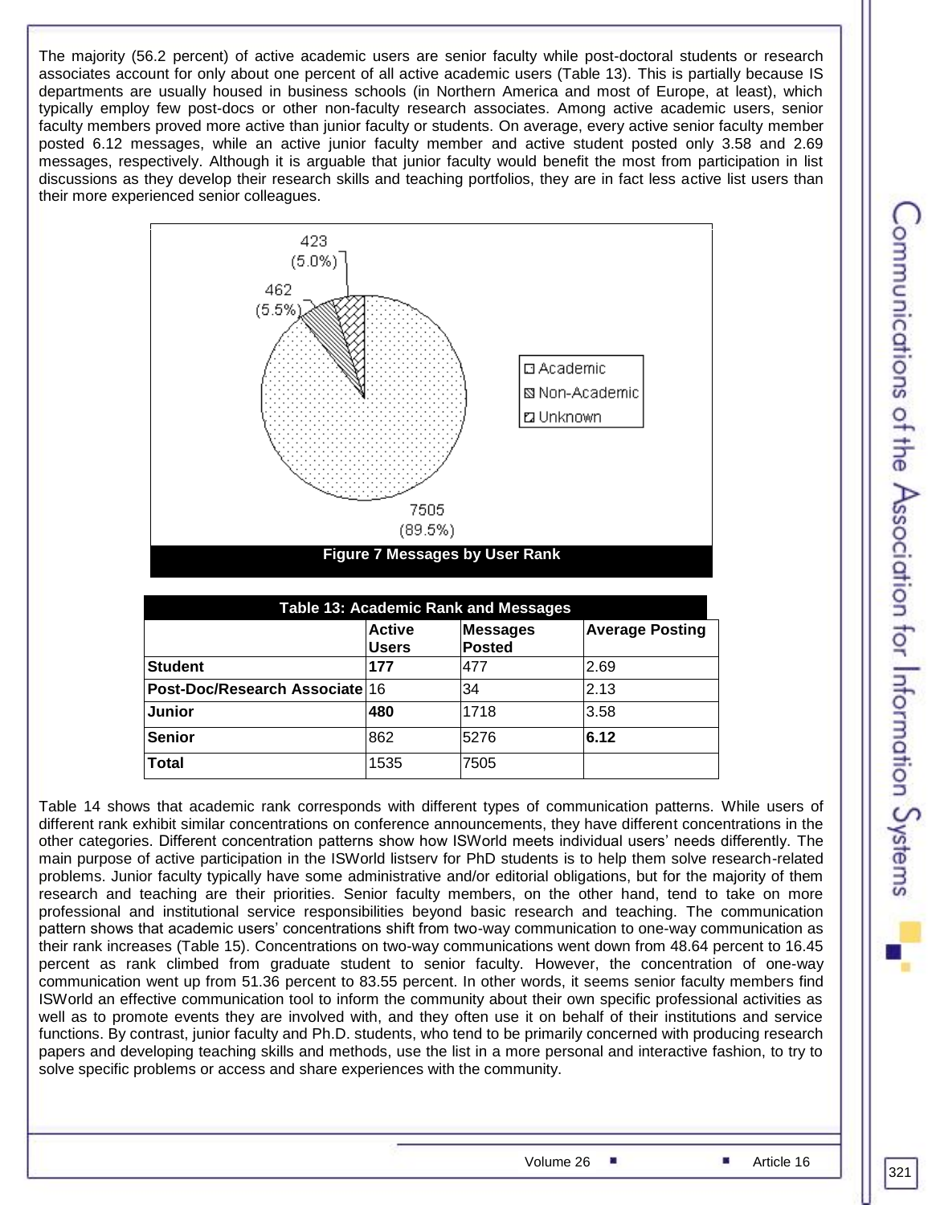The majority (56.2 percent) of active academic users are senior faculty while post-doctoral students or research associates account for only about one percent of all active academic users (Table 13). This is partially because IS departments are usually housed in business schools (in Northern America and most of Europe, at least), which typically employ few post-docs or other non-faculty research associates. Among active academic users, senior faculty members proved more active than junior faculty or students. On average, every active senior faculty member posted 6.12 messages, while an active junior faculty member and active student posted only 3.58 and 2.69 messages, respectively. Although it is arguable that junior faculty would benefit the most from participation in list discussions as they develop their research skills and teaching portfolios, they are in fact less active list users than their more experienced senior colleagues.

**Figure 7 Messages by User Rank**

| Table 13: Academic Rank and Messages | | | |
|---|---|---|---|
| | **Active Users** | **Messages Posted** | **Average Posting** |
| **Student** | **177** | 477 | 2.69 |
| **Post-Doc/Research Associate** | 16 | 34 | 2.13 |
| **Junior** | **480** | 1718 | 3.58 |
| **Senior** | 862 | 5276 | **6.12** |
| **Total** | 1535 | 7505 | |

Table 14 shows that academic rank corresponds with different types of communication patterns. While users of different rank exhibit similar concentrations on conference announcements, they have different concentrations in the other categories. Different concentration patterns show how ISWorld meets individual users' needs differently. The main purpose of active participation in the ISWorld listserv for PhD students is to help them solve research-related problems. Junior faculty typically have some administrative and/or editorial obligations, but for the majority of them research and teaching are their priorities. Senior faculty members, on the other hand, tend to take on more professional and institutional service responsibilities beyond basic research and teaching. The communication pattern shows that academic users' concentrations shift from two-way communication to one-way communication as their rank increases (Table 15). Concentrations on two-way communications went down from 48.64 percent to 16.45 percent as rank climbed from graduate student to senior faculty. However, the concentration of one-way communication went up from 51.36 percent to 83.55 percent. In other words, it seems senior faculty members find ISWorld an effective communication tool to inform the community about their own specific professional activities as well as to promote events they are involved with, and they often use it on behalf of their institutions and service functions. By contrast, junior faculty and Ph.D. students, who tend to be primarily concerned with producing research papers and developing teaching skills and methods, use the list in a more personal and interactive fashion, to try to solve specific problems or access and share experiences with the community.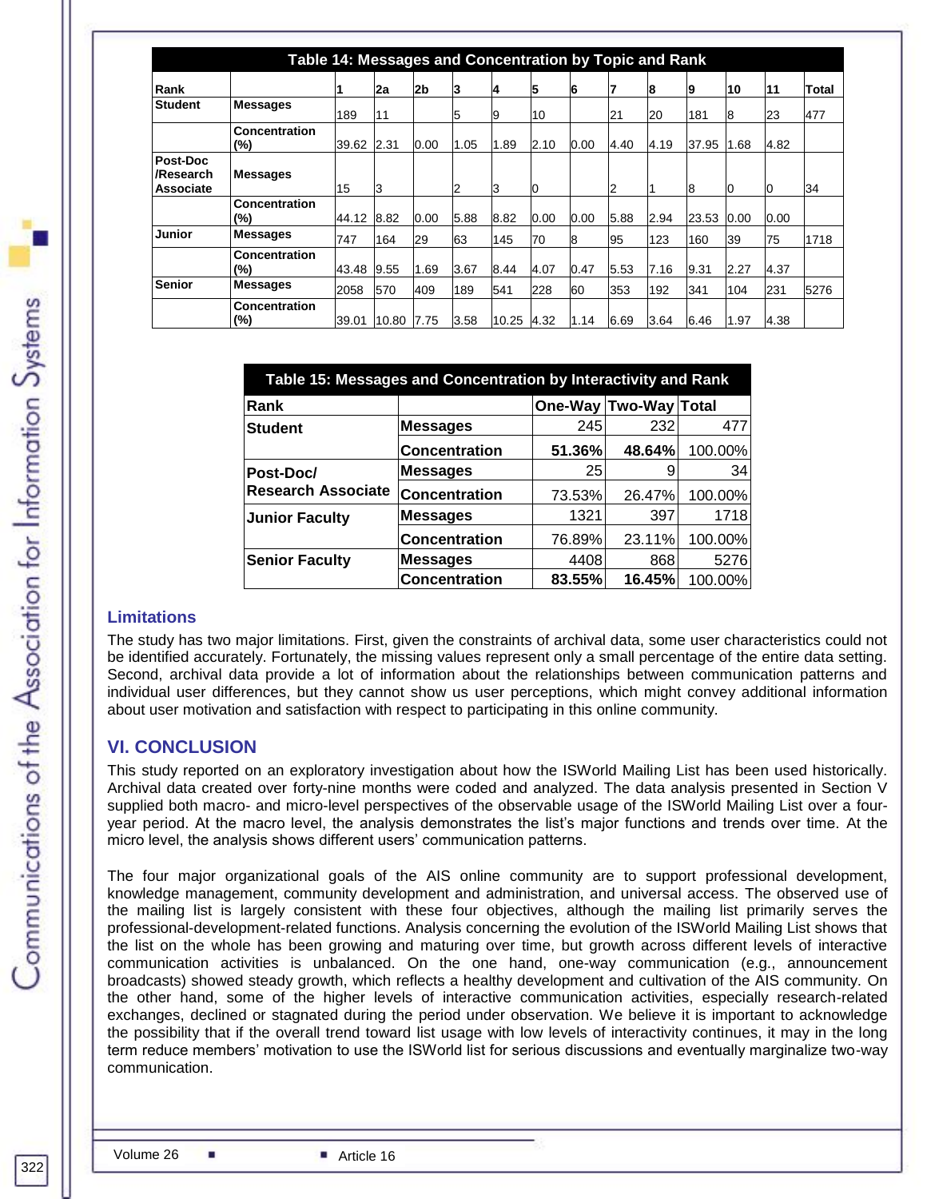**Table 14: Messages and Concentration by Topic and Rank**

| Rank | | 1 | 2a | 2b | 3 | 4 | 5 | 6 | 7 | 8 | 9 | 10 | 11 | Total |
|---|---|---|---|---|---|---|---|---|---|---|---|---|---|---|
| Student | Messages | 189 | 11 | | 5 | 9 | 10 | | 21 | 20 | 181 | 8 | 23 | 477 |
| | Concentration (%) | 39.62 | 2.31 | 0.00 | 1.05 | 1.89 | 2.10 | 0.00 | 4.40 | 4.19 | 37.95 | 1.68 | 4.82 | |
| Post-Doc /Research Associate | Messages | 15 | 3 | | 2 | 3 | 0 | | 2 | 1 | 8 | 0 | 0 | 34 |
| | Concentration (%) | 44.12 | 8.82 | 0.00 | 5.88 | 8.82 | 0.00 | 0.00 | 5.88 | 2.94 | 23.53 | 0.00 | 0.00 | |
| Junior | Messages | 747 | 164 | 29 | 63 | 145 | 70 | 8 | 95 | 123 | 160 | 39 | 75 | 1718 |
| | Concentration (%) | 43.48 | 9.55 | 1.69 | 3.67 | 8.44 | 4.07 | 0.47 | 5.53 | 7.16 | 9.31 | 2.27 | 4.37 | |
| Senior | Messages | 2058 | 570 | 409 | 189 | 541 | 228 | 60 | 353 | 192 | 341 | 104 | 231 | 5276 |
| | Concentration (%) | 39.01 | 10.80 | 7.75 | 3.58 | 10.25 | 4.32 | 1.14 | 6.69 | 3.64 | 6.46 | 1.97 | 4.38 | |

**Table 15: Messages and Concentration by Interactivity and Rank**

| Rank | | One-Way | Two-Way | Total |
|---|---|---|---|---|
| Student | Messages | 245 | 232 | 477 |
| | Concentration | **51.36%** | **48.64%** | 100.00% |
| Post-Doc/ Research Associate | Messages | 25 | 9 | 34 |
| | Concentration | 73.53% | 26.47% | 100.00% |
| Junior Faculty | Messages | 1321 | 397 | 1718 |
| | Concentration | 76.89% | 23.11% | 100.00% |
| Senior Faculty | Messages | 4408 | 868 | 5276 |
| | Concentration | **83.55%** | **16.45%** | 100.00% |

### Limitations

The study has two major limitations. First, given the constraints of archival data, some user characteristics could not be identified accurately. Fortunately, the missing values represent only a small percentage of the entire data setting. Second, archival data provide a lot of information about the relationships between communication patterns and individual user differences, but they cannot show us user perceptions, which might convey additional information about user motivation and satisfaction with respect to participating in this online community.

## VI. CONCLUSION

This study reported on an exploratory investigation about how the ISWorld Mailing List has been used historically. Archival data created over forty-nine months were coded and analyzed. The data analysis presented in Section V supplied both macro- and micro-level perspectives of the observable usage of the ISWorld Mailing List over a four-year period. At the macro level, the analysis demonstrates the list's major functions and trends over time. At the micro level, the analysis shows different users' communication patterns.

The four major organizational goals of the AIS online community are to support professional development, knowledge management, community development and administration, and universal access. The observed use of the mailing list is largely consistent with these four objectives, although the mailing list primarily serves the professional-development-related functions. Analysis concerning the evolution of the ISWorld Mailing List shows that the list on the whole has been growing and maturing over time, but growth across different levels of interactive communication activities is unbalanced. On the one hand, one-way communication (e.g., announcement broadcasts) showed steady growth, which reflects a healthy development and cultivation of the AIS community. On the other hand, some of the higher levels of interactive communication activities, especially research-related exchanges, declined or stagnated during the period under observation. We believe it is important to acknowledge the possibility that if the overall trend toward list usage with low levels of interactivity continues, it may in the long term reduce members' motivation to use the ISWorld list for serious discussions and eventually marginalize two-way communication.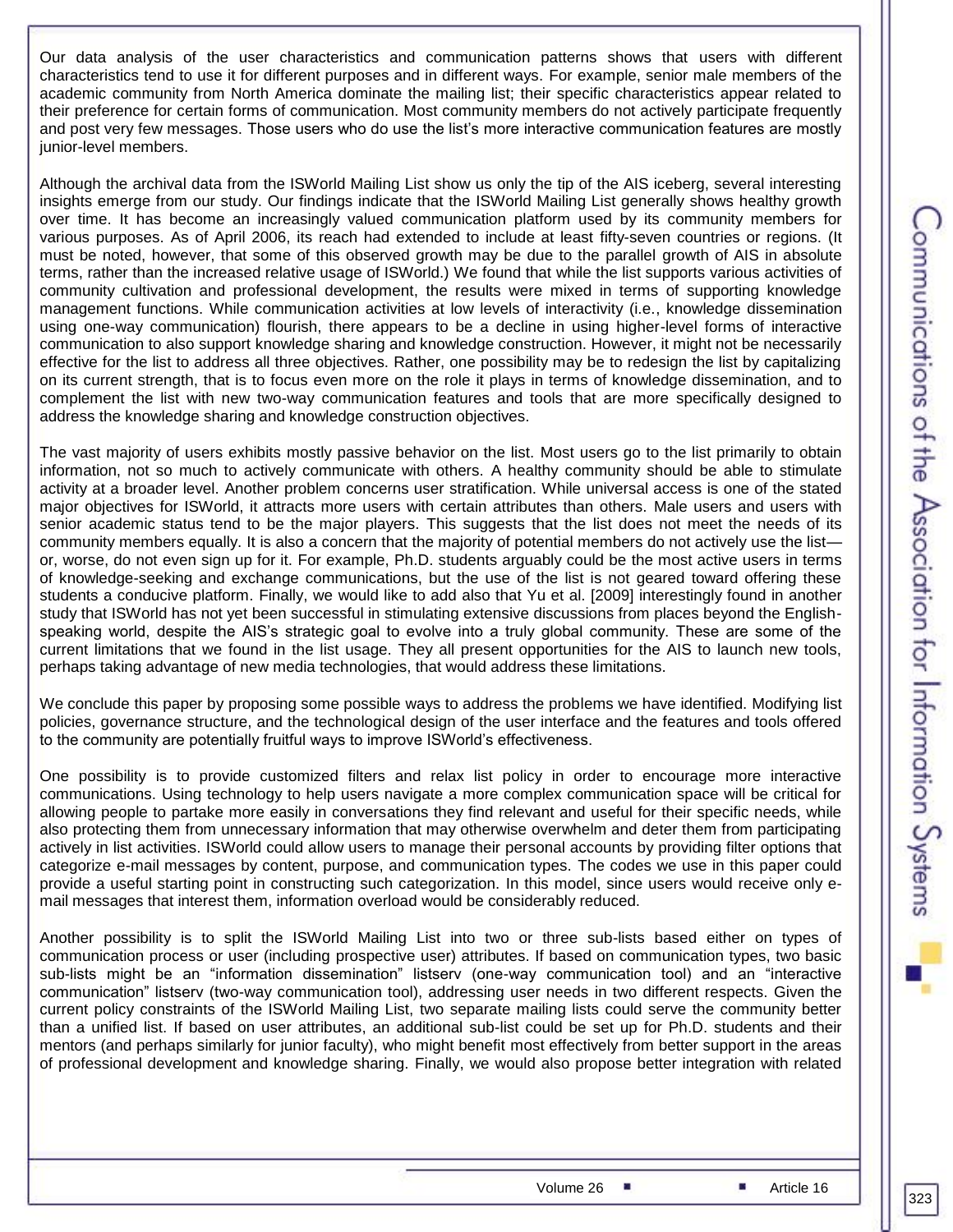Our data analysis of the user characteristics and communication patterns shows that users with different characteristics tend to use it for different purposes and in different ways. For example, senior male members of the academic community from North America dominate the mailing list; their specific characteristics appear related to their preference for certain forms of communication. Most community members do not actively participate frequently and post very few messages. Those users who do use the list's more interactive communication features are mostly junior-level members.

Although the archival data from the ISWorld Mailing List show us only the tip of the AIS iceberg, several interesting insights emerge from our study. Our findings indicate that the ISWorld Mailing List generally shows healthy growth over time. It has become an increasingly valued communication platform used by its community members for various purposes. As of April 2006, its reach had extended to include at least fifty-seven countries or regions. (It must be noted, however, that some of this observed growth may be due to the parallel growth of AIS in absolute terms, rather than the increased relative usage of ISWorld.) We found that while the list supports various activities of community cultivation and professional development, the results were mixed in terms of supporting knowledge management functions. While communication activities at low levels of interactivity (i.e., knowledge dissemination using one-way communication) flourish, there appears to be a decline in using higher-level forms of interactive communication to also support knowledge sharing and knowledge construction. However, it might not be necessarily effective for the list to address all three objectives. Rather, one possibility may be to redesign the list by capitalizing on its current strength, that is to focus even more on the role it plays in terms of knowledge dissemination, and to complement the list with new two-way communication features and tools that are more specifically designed to address the knowledge sharing and knowledge construction objectives.

The vast majority of users exhibits mostly passive behavior on the list. Most users go to the list primarily to obtain information, not so much to actively communicate with others. A healthy community should be able to stimulate activity at a broader level. Another problem concerns user stratification. While universal access is one of the stated major objectives for ISWorld, it attracts more users with certain attributes than others. Male users and users with senior academic status tend to be the major players. This suggests that the list does not meet the needs of its community members equally. It is also a concern that the majority of potential members do not actively use the list—or, worse, do not even sign up for it. For example, Ph.D. students arguably could be the most active users in terms of knowledge-seeking and exchange communications, but the use of the list is not geared toward offering these students a conducive platform. Finally, we would like to add also that Yu et al. [2009] interestingly found in another study that ISWorld has not yet been successful in stimulating extensive discussions from places beyond the English-speaking world, despite the AIS's strategic goal to evolve into a truly global community. These are some of the current limitations that we found in the list usage. They all present opportunities for the AIS to launch new tools, perhaps taking advantage of new media technologies, that would address these limitations.

We conclude this paper by proposing some possible ways to address the problems we have identified. Modifying list policies, governance structure, and the technological design of the user interface and the features and tools offered to the community are potentially fruitful ways to improve ISWorld's effectiveness.

One possibility is to provide customized filters and relax list policy in order to encourage more interactive communications. Using technology to help users navigate a more complex communication space will be critical for allowing people to partake more easily in conversations they find relevant and useful for their specific needs, while also protecting them from unnecessary information that may otherwise overwhelm and deter them from participating actively in list activities. ISWorld could allow users to manage their personal accounts by providing filter options that categorize e-mail messages by content, purpose, and communication types. The codes we use in this paper could provide a useful starting point in constructing such categorization. In this model, since users would receive only e-mail messages that interest them, information overload would be considerably reduced.

Another possibility is to split the ISWorld Mailing List into two or three sub-lists based either on types of communication process or user (including prospective user) attributes. If based on communication types, two basic sub-lists might be an "information dissemination" listserv (one-way communication tool) and an "interactive communication" listserv (two-way communication tool), addressing user needs in two different respects. Given the current policy constraints of the ISWorld Mailing List, two separate mailing lists could serve the community better than a unified list. If based on user attributes, an additional sub-list could be set up for Ph.D. students and their mentors (and perhaps similarly for junior faculty), who might benefit most effectively from better support in the areas of professional development and knowledge sharing. Finally, we would also propose better integration with related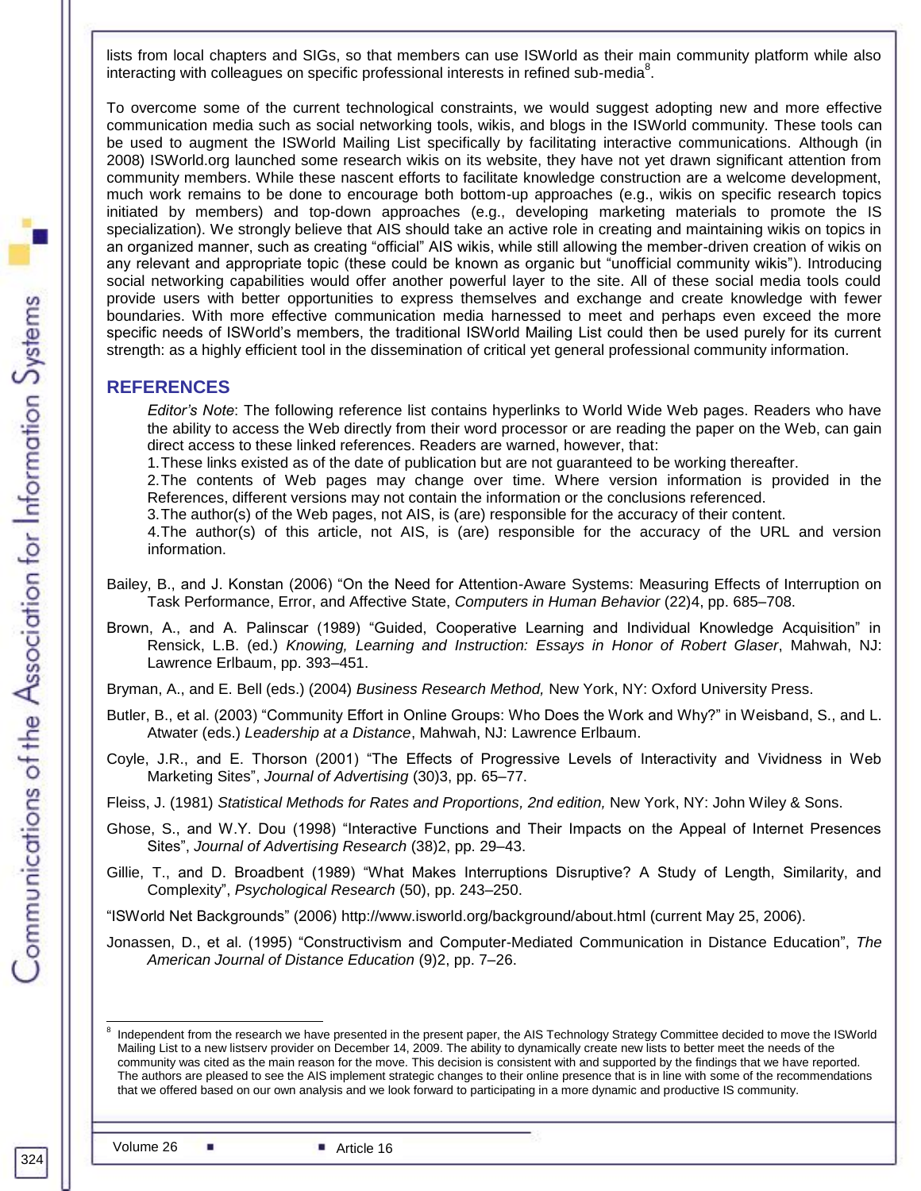lists from local chapters and SIGs, so that members can use ISWorld as their main community platform while also interacting with colleagues on specific professional interests in refined sub-media[8].

To overcome some of the current technological constraints, we would suggest adopting new and more effective communication media such as social networking tools, wikis, and blogs in the ISWorld community. These tools can be used to augment the ISWorld Mailing List specifically by facilitating interactive communications. Although (in 2008) ISWorld.org launched some research wikis on its website, they have not yet drawn significant attention from community members. While these nascent efforts to facilitate knowledge construction are a welcome development, much work remains to be done to encourage both bottom-up approaches (e.g., wikis on specific research topics initiated by members) and top-down approaches (e.g., developing marketing materials to promote the IS specialization). We strongly believe that AIS should take an active role in creating and maintaining wikis on topics in an organized manner, such as creating "official" AIS wikis, while still allowing the member-driven creation of wikis on any relevant and appropriate topic (these could be known as organic but "unofficial community wikis"). Introducing social networking capabilities would offer another powerful layer to the site. All of these social media tools could provide users with better opportunities to express themselves and exchange and create knowledge with fewer boundaries. With more effective communication media harnessed to meet and perhaps even exceed the more specific needs of ISWorld's members, the traditional ISWorld Mailing List could then be used purely for its current strength: as a highly efficient tool in the dissemination of critical yet general professional community information.

## REFERENCES

*Editor's Note*: The following reference list contains hyperlinks to World Wide Web pages. Readers who have the ability to access the Web directly from their word processor or are reading the paper on the Web, can gain direct access to these linked references. Readers are warned, however, that:

1. These links existed as of the date of publication but are not guaranteed to be working thereafter.
2. The contents of Web pages may change over time. Where version information is provided in the References, different versions may not contain the information or the conclusions referenced.
3. The author(s) of the Web pages, not AIS, is (are) responsible for the accuracy of their content.
4. The author(s) of this article, not AIS, is (are) responsible for the accuracy of the URL and version information.

Bailey, B., and J. Konstan (2006) "On the Need for Attention-Aware Systems: Measuring Effects of Interruption on Task Performance, Error, and Affective State, *Computers in Human Behavior* (22)4, pp. 685–708.

Brown, A., and A. Palinscar (1989) "Guided, Cooperative Learning and Individual Knowledge Acquisition" in Rensick, L.B. (ed.) *Knowing, Learning and Instruction: Essays in Honor of Robert Glaser*, Mahwah, NJ: Lawrence Erlbaum, pp. 393–451.

Bryman, A., and E. Bell (eds.) (2004) *Business Research Method,* New York, NY: Oxford University Press.

Butler, B., et al. (2003) "Community Effort in Online Groups: Who Does the Work and Why?" in Weisband, S., and L. Atwater (eds.) *Leadership at a Distance*, Mahwah, NJ: Lawrence Erlbaum.

Coyle, J.R., and E. Thorson (2001) "The Effects of Progressive Levels of Interactivity and Vividness in Web Marketing Sites", *Journal of Advertising* (30)3, pp. 65–77.

Fleiss, J. (1981) *Statistical Methods for Rates and Proportions, 2nd edition,* New York, NY: John Wiley & Sons.

Ghose, S., and W.Y. Dou (1998) "Interactive Functions and Their Impacts on the Appeal of Internet Presences Sites", *Journal of Advertising Research* (38)2, pp. 29–43.

Gillie, T., and D. Broadbent (1989) "What Makes Interruptions Disruptive? A Study of Length, Similarity, and Complexity", *Psychological Research* (50), pp. 243–250.

"ISWorld Net Backgrounds" (2006) http://www.isworld.org/background/about.html (current May 25, 2006).

Jonassen, D., et al. (1995) "Constructivism and Computer-Mediated Communication in Distance Education", *The American Journal of Distance Education* (9)2, pp. 7–26.

---

[8] Independent from the research we have presented in the present paper, the AIS Technology Strategy Committee decided to move the ISWorld Mailing List to a new listserv provider on December 14, 2009. The ability to dynamically create new lists to better meet the needs of the community was cited as the main reason for the move. This decision is consistent with and supported by the findings that we have reported. The authors are pleased to see the AIS implement strategic changes to their online presence that is in line with some of the recommendations that we offered based on our own analysis and we look forward to participating in a more dynamic and productive IS community.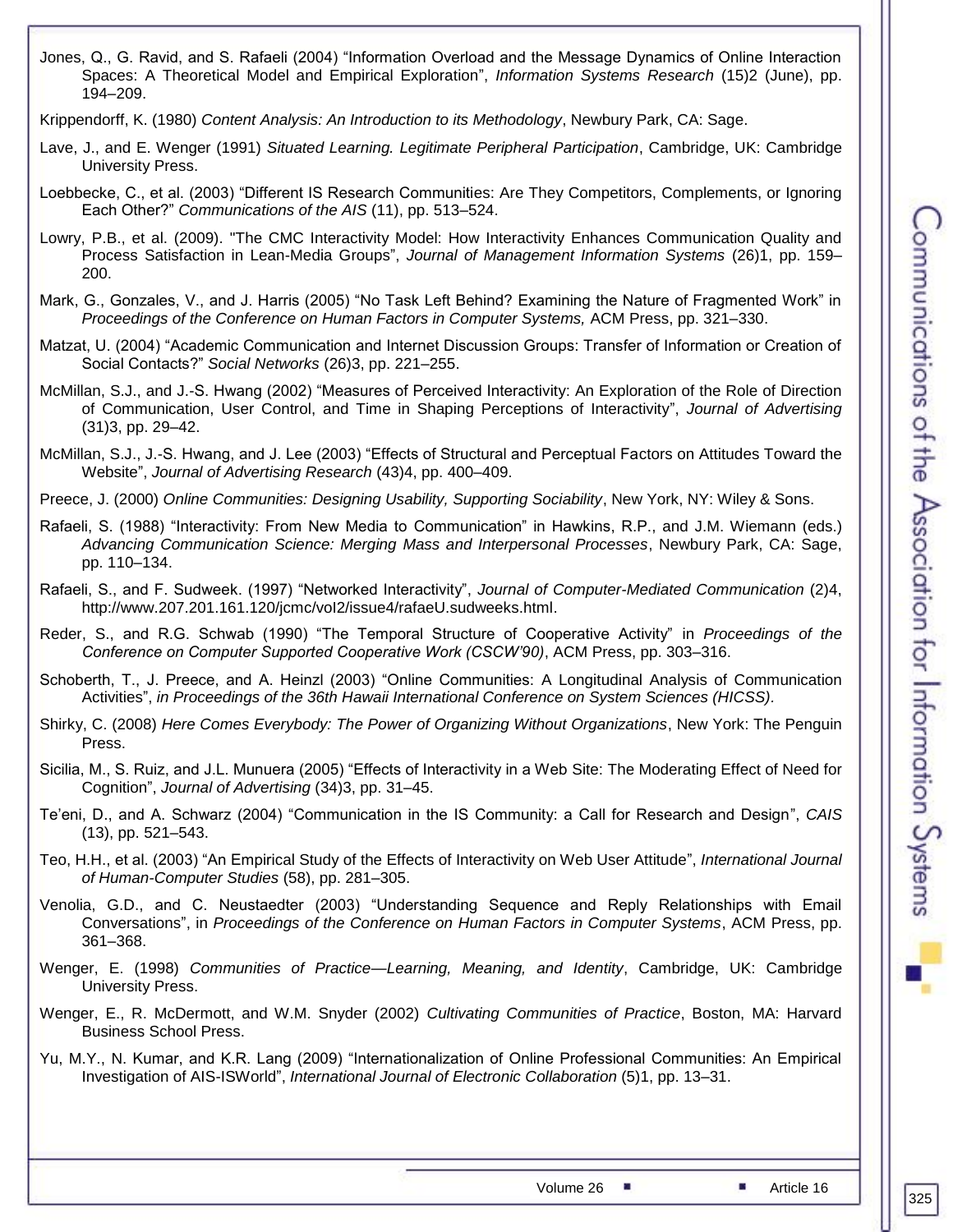Jones, Q., G. Ravid, and S. Rafaeli (2004) "Information Overload and the Message Dynamics of Online Interaction Spaces: A Theoretical Model and Empirical Exploration", *Information Systems Research* (15)2 (June), pp. 194–209.

Krippendorff, K. (1980) *Content Analysis: An Introduction to its Methodology*, Newbury Park, CA: Sage.

Lave, J., and E. Wenger (1991) *Situated Learning. Legitimate Peripheral Participation*, Cambridge, UK: Cambridge University Press.

Loebbecke, C., et al. (2003) "Different IS Research Communities: Are They Competitors, Complements, or Ignoring Each Other?" *Communications of the AIS* (11), pp. 513–524.

Lowry, P.B., et al. (2009). "The CMC Interactivity Model: How Interactivity Enhances Communication Quality and Process Satisfaction in Lean-Media Groups", *Journal of Management Information Systems* (26)1, pp. 159–200.

Mark, G., Gonzales, V., and J. Harris (2005) "No Task Left Behind? Examining the Nature of Fragmented Work" in *Proceedings of the Conference on Human Factors in Computer Systems,* ACM Press, pp. 321–330.

Matzat, U. (2004) "Academic Communication and Internet Discussion Groups: Transfer of Information or Creation of Social Contacts?" *Social Networks* (26)3, pp. 221–255.

McMillan, S.J., and J.-S. Hwang (2002) "Measures of Perceived Interactivity: An Exploration of the Role of Direction of Communication, User Control, and Time in Shaping Perceptions of Interactivity", *Journal of Advertising* (31)3, pp. 29–42.

McMillan, S.J., J.-S. Hwang, and J. Lee (2003) "Effects of Structural and Perceptual Factors on Attitudes Toward the Website", *Journal of Advertising Research* (43)4, pp. 400–409.

Preece, J. (2000) *Online Communities: Designing Usability, Supporting Sociability*, New York, NY: Wiley & Sons.

Rafaeli, S. (1988) "Interactivity: From New Media to Communication" in Hawkins, R.P., and J.M. Wiemann (eds.) *Advancing Communication Science: Merging Mass and Interpersonal Processes*, Newbury Park, CA: Sage, pp. 110–134.

Rafaeli, S., and F. Sudweek. (1997) "Networked Interactivity", *Journal of Computer-Mediated Communication* (2)4, http://www.207.201.161.120/jcmc/vol2/issue4/rafaeU.sudweeks.html.

Reder, S., and R.G. Schwab (1990) "The Temporal Structure of Cooperative Activity" in *Proceedings of the Conference on Computer Supported Cooperative Work (CSCW'90)*, ACM Press, pp. 303–316.

Schoberth, T., J. Preece, and A. Heinzl (2003) "Online Communities: A Longitudinal Analysis of Communication Activities", *in Proceedings of the 36th Hawaii International Conference on System Sciences (HICSS).*

Shirky, C. (2008) *Here Comes Everybody: The Power of Organizing Without Organizations*, New York: The Penguin Press.

Sicilia, M., S. Ruiz, and J.L. Munuera (2005) "Effects of Interactivity in a Web Site: The Moderating Effect of Need for Cognition", *Journal of Advertising* (34)3, pp. 31–45.

Te'eni, D., and A. Schwarz (2004) "Communication in the IS Community: a Call for Research and Design", *CAIS* (13), pp. 521–543.

Teo, H.H., et al. (2003) "An Empirical Study of the Effects of Interactivity on Web User Attitude", *International Journal of Human-Computer Studies* (58), pp. 281–305.

Venolia, G.D., and C. Neustaedter (2003) "Understanding Sequence and Reply Relationships with Email Conversations", in *Proceedings of the Conference on Human Factors in Computer Systems*, ACM Press, pp. 361–368.

Wenger, E. (1998) *Communities of Practice—Learning, Meaning, and Identity*, Cambridge, UK: Cambridge University Press.

Wenger, E., R. McDermott, and W.M. Snyder (2002) *Cultivating Communities of Practice*, Boston, MA: Harvard Business School Press.

Yu, M.Y., N. Kumar, and K.R. Lang (2009) "Internationalization of Online Professional Communities: An Empirical Investigation of AIS-ISWorld", *International Journal of Electronic Collaboration* (5)1, pp. 13–31.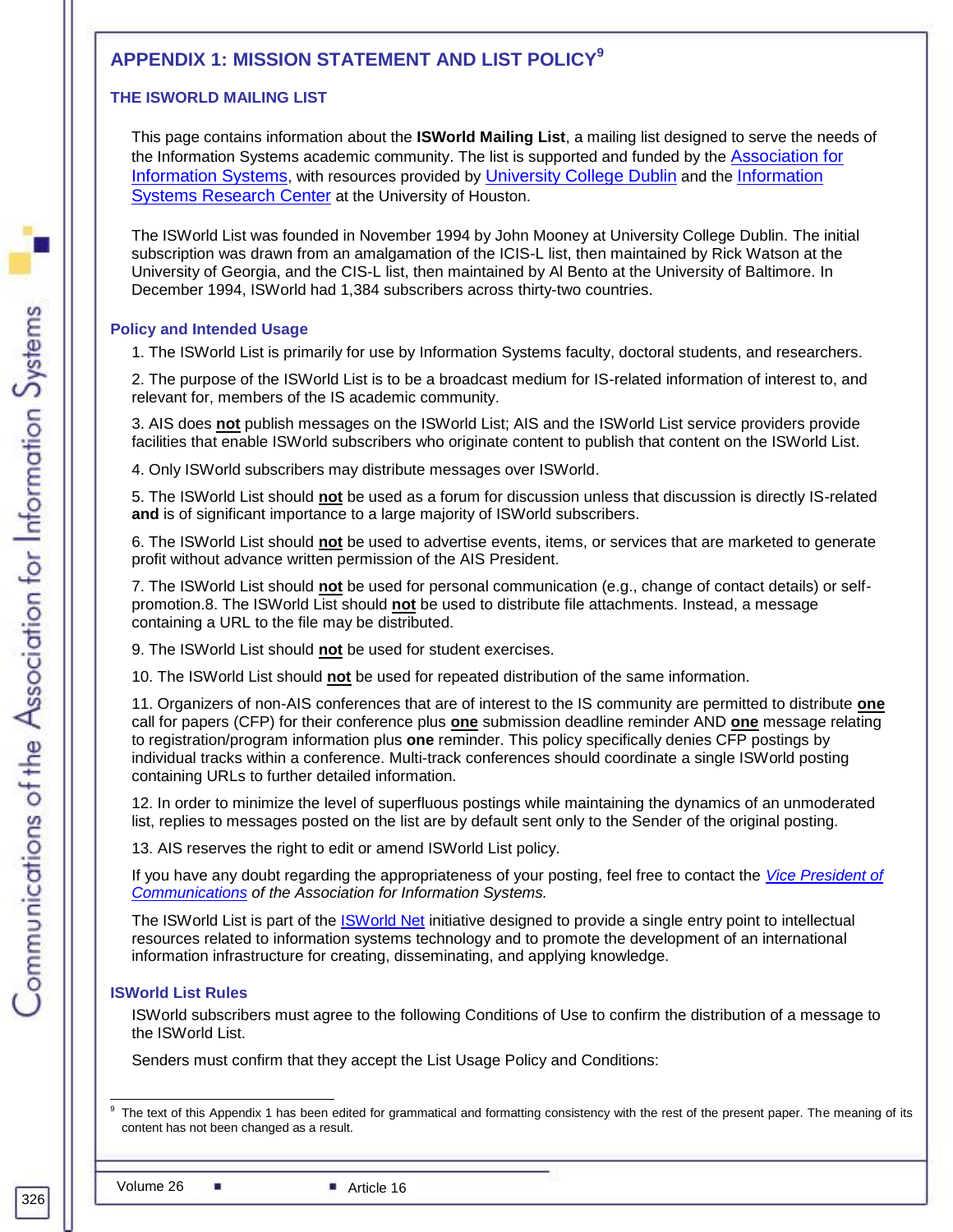# APPENDIX 1: MISSION STATEMENT AND LIST POLICY[9]

## THE ISWORLD MAILING LIST

This page contains information about the **ISWorld Mailing List**, a mailing list designed to serve the needs of the Information Systems academic community. The list is supported and funded by the Association for Information Systems, with resources provided by University College Dublin and the Information Systems Research Center at the University of Houston.

The ISWorld List was founded in November 1994 by John Mooney at University College Dublin. The initial subscription was drawn from an amalgamation of the ICIS-L list, then maintained by Rick Watson at the University of Georgia, and the CIS-L list, then maintained by Al Bento at the University of Baltimore. In December 1994, ISWorld had 1,384 subscribers across thirty-two countries.

### Policy and Intended Usage

1. The ISWorld List is primarily for use by Information Systems faculty, doctoral students, and researchers.

2. The purpose of the ISWorld List is to be a broadcast medium for IS-related information of interest to, and relevant for, members of the IS academic community.

3. AIS does **not** publish messages on the ISWorld List; AIS and the ISWorld List service providers provide facilities that enable ISWorld subscribers who originate content to publish that content on the ISWorld List.

4. Only ISWorld subscribers may distribute messages over ISWorld.

5. The ISWorld List should **not** be used as a forum for discussion unless that discussion is directly IS-related **and** is of significant importance to a large majority of ISWorld subscribers.

6. The ISWorld List should **not** be used to advertise events, items, or services that are marketed to generate profit without advance written permission of the AIS President.

7. The ISWorld List should **not** be used for personal communication (e.g., change of contact details) or self-promotion.8. The ISWorld List should **not** be used to distribute file attachments. Instead, a message containing a URL to the file may be distributed.

9. The ISWorld List should **not** be used for student exercises.

10. The ISWorld List should **not** be used for repeated distribution of the same information.

11. Organizers of non-AIS conferences that are of interest to the IS community are permitted to distribute **one** call for papers (CFP) for their conference plus **one** submission deadline reminder AND **one** message relating to registration/program information plus **one** reminder. This policy specifically denies CFP postings by individual tracks within a conference. Multi-track conferences should coordinate a single ISWorld posting containing URLs to further detailed information.

12. In order to minimize the level of superfluous postings while maintaining the dynamics of an unmoderated list, replies to messages posted on the list are by default sent only to the Sender of the original posting.

13. AIS reserves the right to edit or amend ISWorld List policy.

If you have any doubt regarding the appropriateness of your posting, feel free to contact the *Vice President of Communications of the Association for Information Systems.*

The ISWorld List is part of the ISWorld Net initiative designed to provide a single entry point to intellectual resources related to information systems technology and to promote the development of an international information infrastructure for creating, disseminating, and applying knowledge.

### ISWorld List Rules

ISWorld subscribers must agree to the following Conditions of Use to confirm the distribution of a message to the ISWorld List.

Senders must confirm that they accept the List Usage Policy and Conditions:

---

[9] The text of this Appendix 1 has been edited for grammatical and formatting consistency with the rest of the present paper. The meaning of its content has not been changed as a result.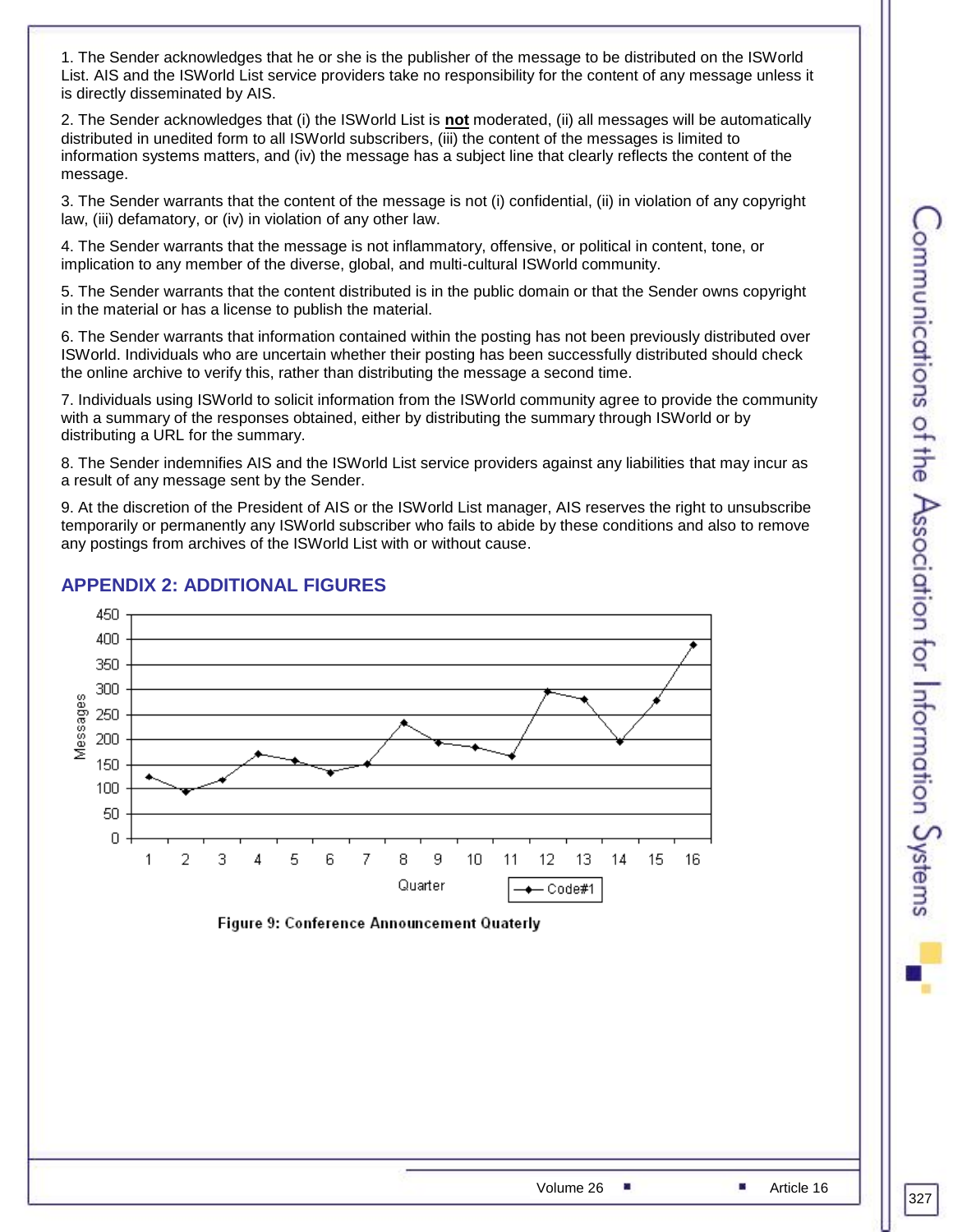1. The Sender acknowledges that he or she is the publisher of the message to be distributed on the ISWorld List. AIS and the ISWorld List service providers take no responsibility for the content of any message unless it is directly disseminated by AIS.

2. The Sender acknowledges that (i) the ISWorld List is **not** moderated, (ii) all messages will be automatically distributed in unedited form to all ISWorld subscribers, (iii) the content of the messages is limited to information systems matters, and (iv) the message has a subject line that clearly reflects the content of the message.

3. The Sender warrants that the content of the message is not (i) confidential, (ii) in violation of any copyright law, (iii) defamatory, or (iv) in violation of any other law.

4. The Sender warrants that the message is not inflammatory, offensive, or political in content, tone, or implication to any member of the diverse, global, and multi-cultural ISWorld community.

5. The Sender warrants that the content distributed is in the public domain or that the Sender owns copyright in the material or has a license to publish the material.

6. The Sender warrants that information contained within the posting has not been previously distributed over ISWorld. Individuals who are uncertain whether their posting has been successfully distributed should check the online archive to verify this, rather than distributing the message a second time.

7. Individuals using ISWorld to solicit information from the ISWorld community agree to provide the community with a summary of the responses obtained, either by distributing the summary through ISWorld or by distributing a URL for the summary.

8. The Sender indemnifies AIS and the ISWorld List service providers against any liabilities that may incur as a result of any message sent by the Sender.

9. At the discretion of the President of AIS or the ISWorld List manager, AIS reserves the right to unsubscribe temporarily or permanently any ISWorld subscriber who fails to abide by these conditions and also to remove any postings from archives of the ISWorld List with or without cause.

## APPENDIX 2: ADDITIONAL FIGURES

Figure 9: Conference Announcement Quaterly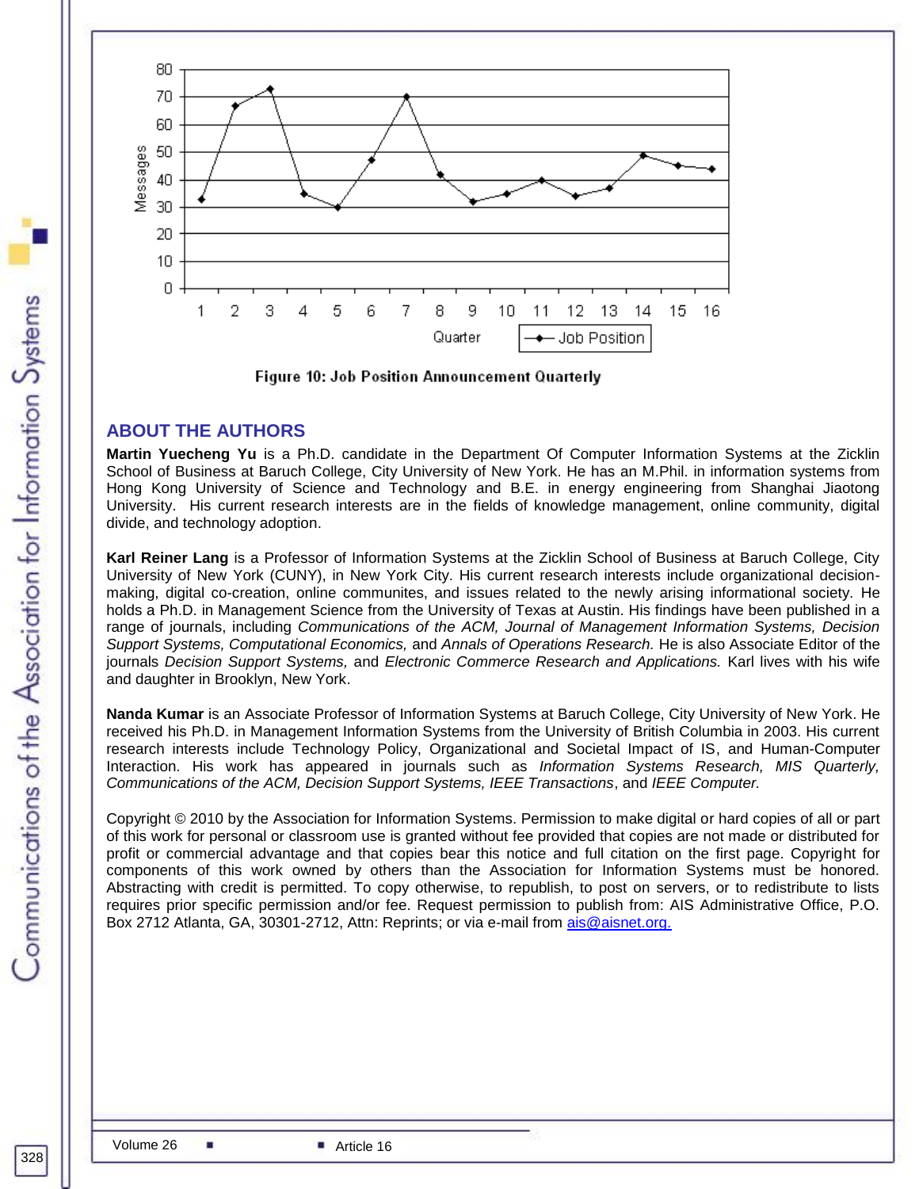Figure 10: Job Position Announcement Quarterly

## ABOUT THE AUTHORS

**Martin Yuecheng Yu** is a Ph.D. candidate in the Department Of Computer Information Systems at the Zicklin School of Business at Baruch College, City University of New York. He has an M.Phil. in information systems from Hong Kong University of Science and Technology and B.E. in energy engineering from Shanghai Jiaotong University. His current research interests are in the fields of knowledge management, online community, digital divide, and technology adoption.

**Karl Reiner Lang** is a Professor of Information Systems at the Zicklin School of Business at Baruch College, City University of New York (CUNY), in New York City. His current research interests include organizational decision-making, digital co-creation, online communites, and issues related to the newly arising informational society. He holds a Ph.D. in Management Science from the University of Texas at Austin. His findings have been published in a range of journals, including *Communications of the ACM, Journal of Management Information Systems, Decision Support Systems, Computational Economics,* and *Annals of Operations Research.* He is also Associate Editor of the journals *Decision Support Systems,* and *Electronic Commerce Research and Applications.* Karl lives with his wife and daughter in Brooklyn, New York.

**Nanda Kumar** is an Associate Professor of Information Systems at Baruch College, City University of New York. He received his Ph.D. in Management Information Systems from the University of British Columbia in 2003. His current research interests include Technology Policy, Organizational and Societal Impact of IS, and Human-Computer Interaction. His work has appeared in journals such as *Information Systems Research, MIS Quarterly, Communications of the ACM, Decision Support Systems, IEEE Transactions*, and *IEEE Computer.*

Copyright © 2010 by the Association for Information Systems. Permission to make digital or hard copies of all or part of this work for personal or classroom use is granted without fee provided that copies are not made or distributed for profit or commercial advantage and that copies bear this notice and full citation on the first page. Copyright for components of this work owned by others than the Association for Information Systems must be honored. Abstracting with credit is permitted. To copy otherwise, to republish, to post on servers, or to redistribute to lists requires prior specific permission and/or fee. Request permission to publish from: AIS Administrative Office, P.O. Box 2712 Atlanta, GA, 30301-2712, Attn: Reprints; or via e-mail from ais@aisnet.org.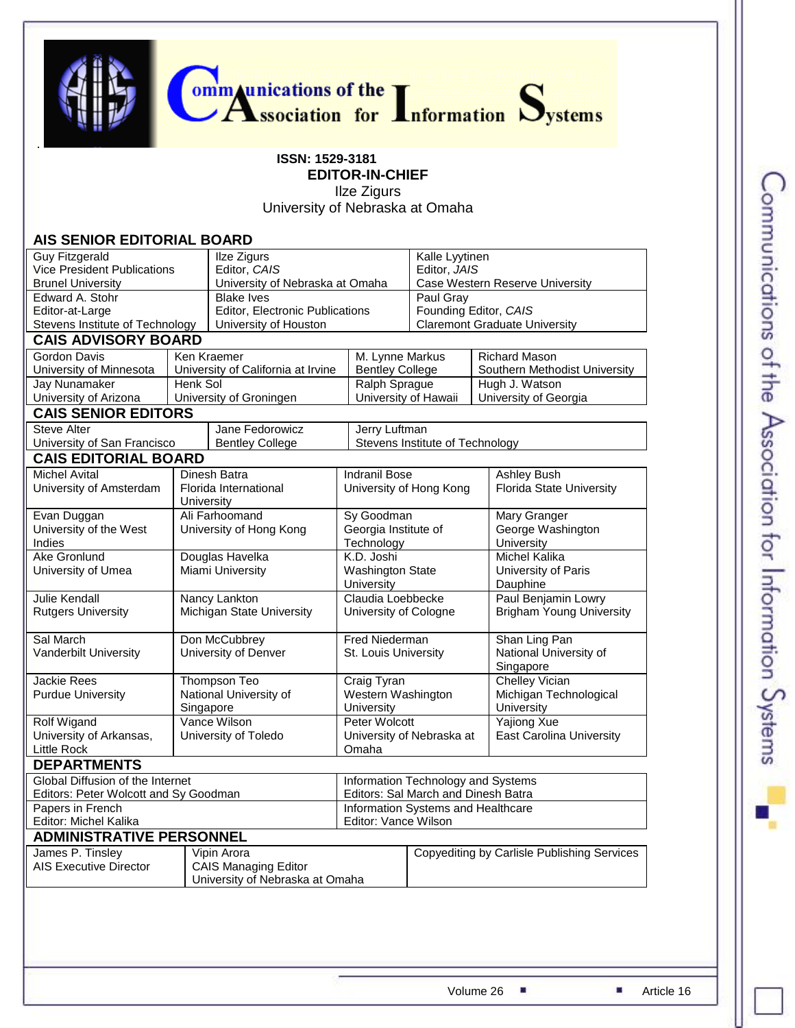# Communications of the Association for Information Systems

**ISSN: 1529-3181**

**EDITOR-IN-CHIEF**

Ilze Zigurs
University of Nebraska at Omaha

## AIS SENIOR EDITORIAL BOARD

| | | |
|---|---|---|
| Guy Fitzgerald<br>Vice President Publications<br>Brunel University | Ilze Zigurs<br>Editor, *CAIS*<br>University of Nebraska at Omaha | Kalle Lyytinen<br>Editor, *JAIS*<br>Case Western Reserve University |
| Edward A. Stohr<br>Editor-at-Large<br>Stevens Institute of Technology | Blake Ives<br>Editor, Electronic Publications<br>University of Houston | Paul Gray<br>Founding Editor, *CAIS*<br>Claremont Graduate University |

## CAIS ADVISORY BOARD

| | | | |
|---|---|---|---|
| Gordon Davis<br>University of Minnesota | Ken Kraemer<br>University of California at Irvine | M. Lynne Markus<br>Bentley College | Richard Mason<br>Southern Methodist University |
| Jay Nunamaker<br>University of Arizona | Henk Sol<br>University of Groningen | Ralph Sprague<br>University of Hawaii | Hugh J. Watson<br>University of Georgia |

## CAIS SENIOR EDITORS

| | | |
|---|---|---|
| Steve Alter<br>University of San Francisco | Jane Fedorowicz<br>Bentley College | Jerry Luftman<br>Stevens Institute of Technology |

## CAIS EDITORIAL BOARD

| | | | |
|---|---|---|---|
| Michel Avital<br>University of Amsterdam | Dinesh Batra<br>Florida International University | Indranil Bose<br>University of Hong Kong | Ashley Bush<br>Florida State University |
| Evan Duggan<br>University of the West Indies | Ali Farhoomand<br>University of Hong Kong | Sy Goodman<br>Georgia Institute of Technology | Mary Granger<br>George Washington University |
| Ake Gronlund<br>University of Umea | Douglas Havelka<br>Miami University | K.D. Joshi<br>Washington State University | Michel Kalika<br>University of Paris Dauphine |
| Julie Kendall<br>Rutgers University | Nancy Lankton<br>Michigan State University | Claudia Loebbecke<br>University of Cologne | Paul Benjamin Lowry<br>Brigham Young University |
| Sal March<br>Vanderbilt University | Don McCubbrey<br>University of Denver | Fred Niederman<br>St. Louis University | Shan Ling Pan<br>National University of Singapore |
| Jackie Rees<br>Purdue University | Thompson Teo<br>National University of Singapore | Craig Tyran<br>Western Washington University | Chelley Vician<br>Michigan Technological University |
| Rolf Wigand<br>University of Arkansas, Little Rock | Vance Wilson<br>University of Toledo | Peter Wolcott<br>University of Nebraska at Omaha | Yajiong Xue<br>East Carolina University |

## DEPARTMENTS

| | |
|---|---|
| Global Diffusion of the Internet<br>Editors: Peter Wolcott and Sy Goodman | Information Technology and Systems<br>Editors: Sal March and Dinesh Batra |
| Papers in French<br>Editor: Michel Kalika | Information Systems and Healthcare<br>Editor: Vance Wilson |

## ADMINISTRATIVE PERSONNEL

| | | |
|---|---|---|
| James P. Tinsley<br>AIS Executive Director | Vipin Arora<br>CAIS Managing Editor<br>University of Nebraska at Omaha | Copyediting by Carlisle Publishing Services |